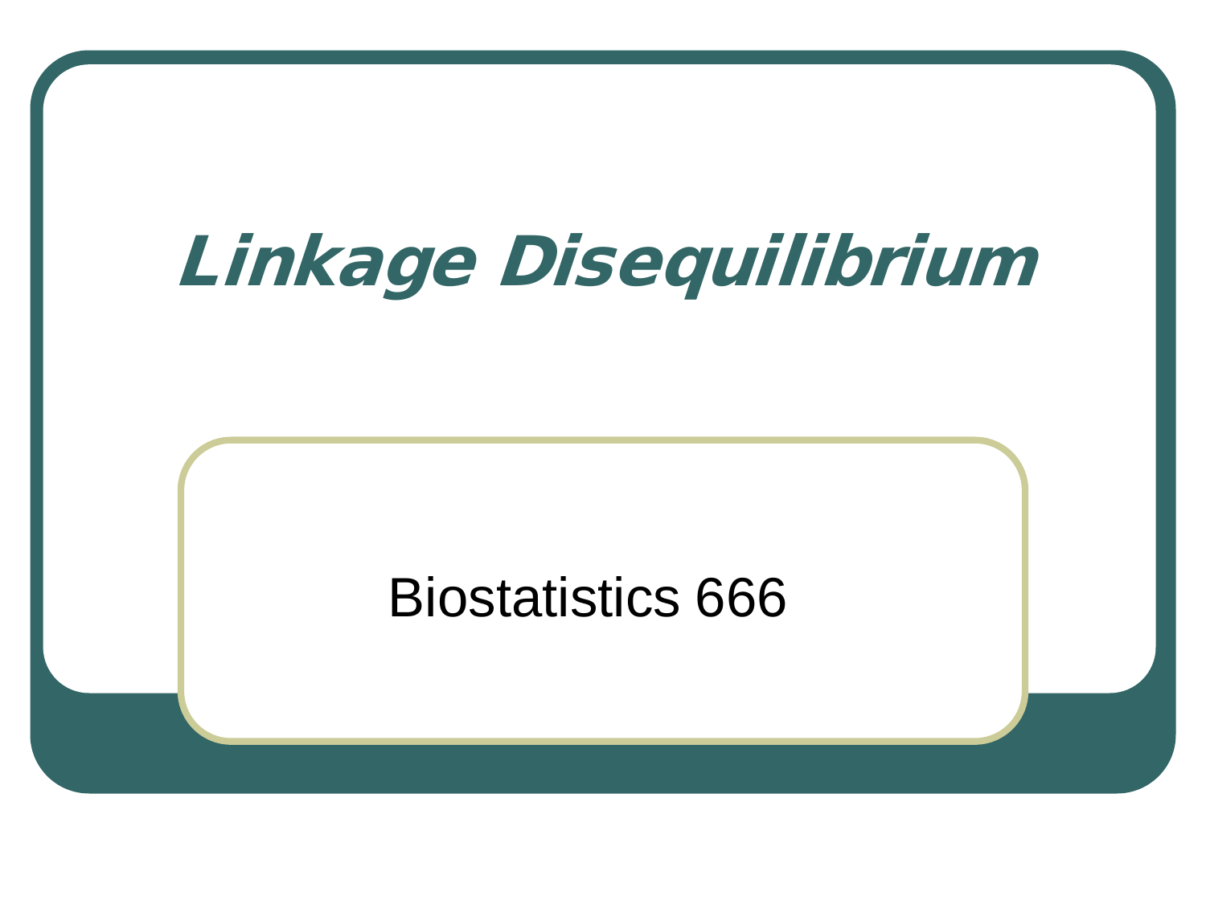# *Linkage Disequilibrium*

Biostatistics 666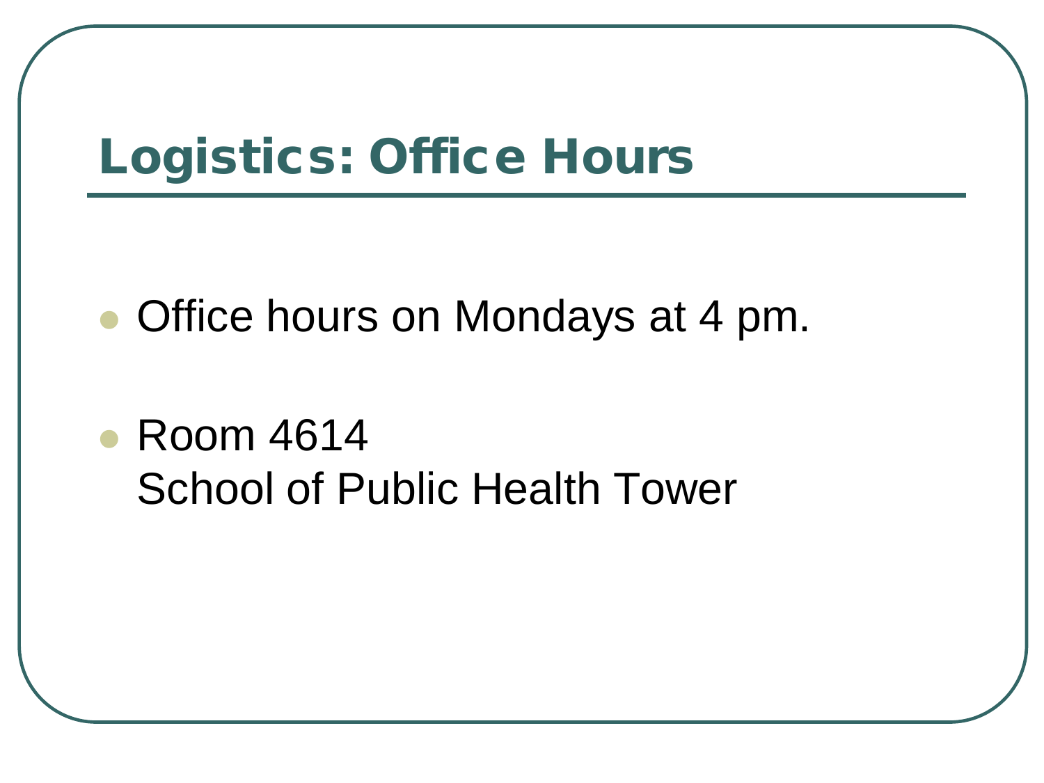# Logistics: Office Hours

- Office hours on Mondays at 4 pm.
- Room 4614
  School of Public Health Tower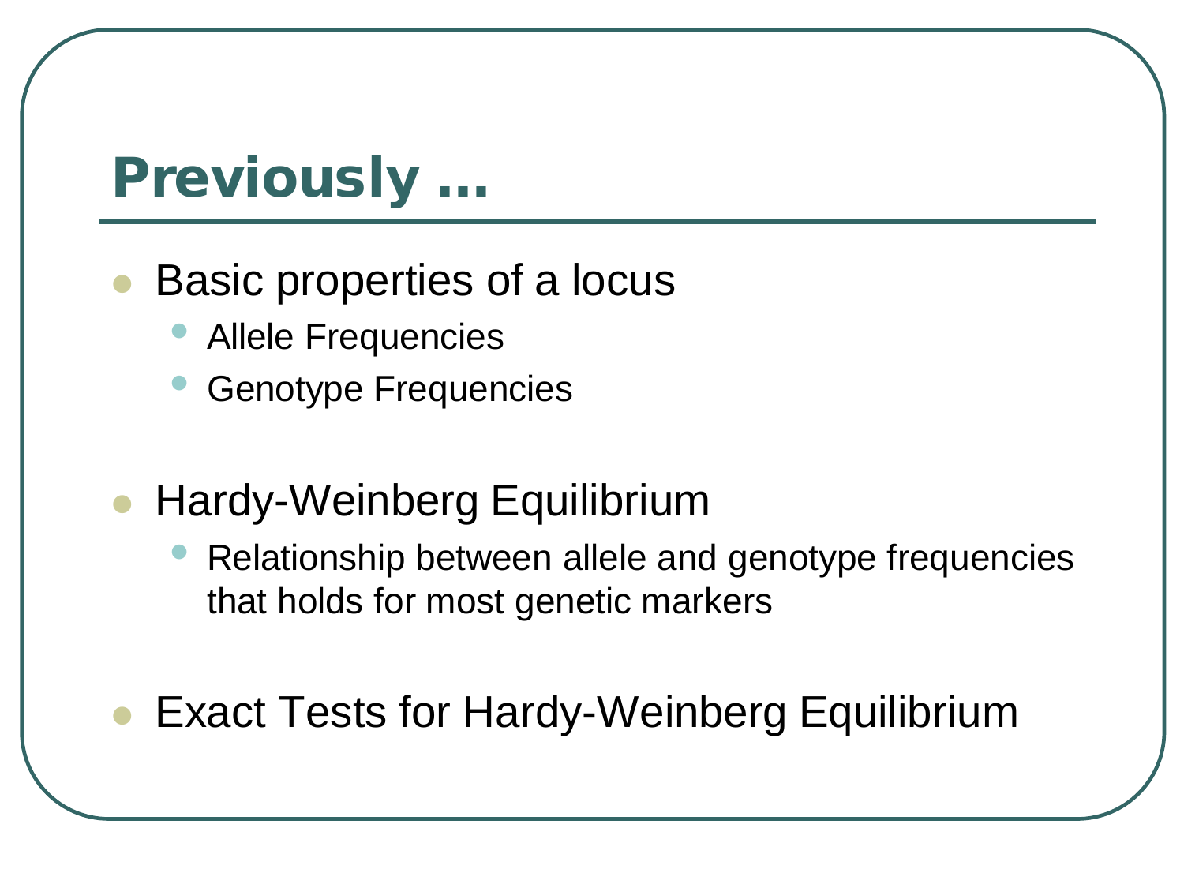# Previously …

- Basic properties of a locus
  - Allele Frequencies
  - Genotype Frequencies

- Hardy-Weinberg Equilibrium
  - Relationship between allele and genotype frequencies that holds for most genetic markers

- Exact Tests for Hardy-Weinberg Equilibrium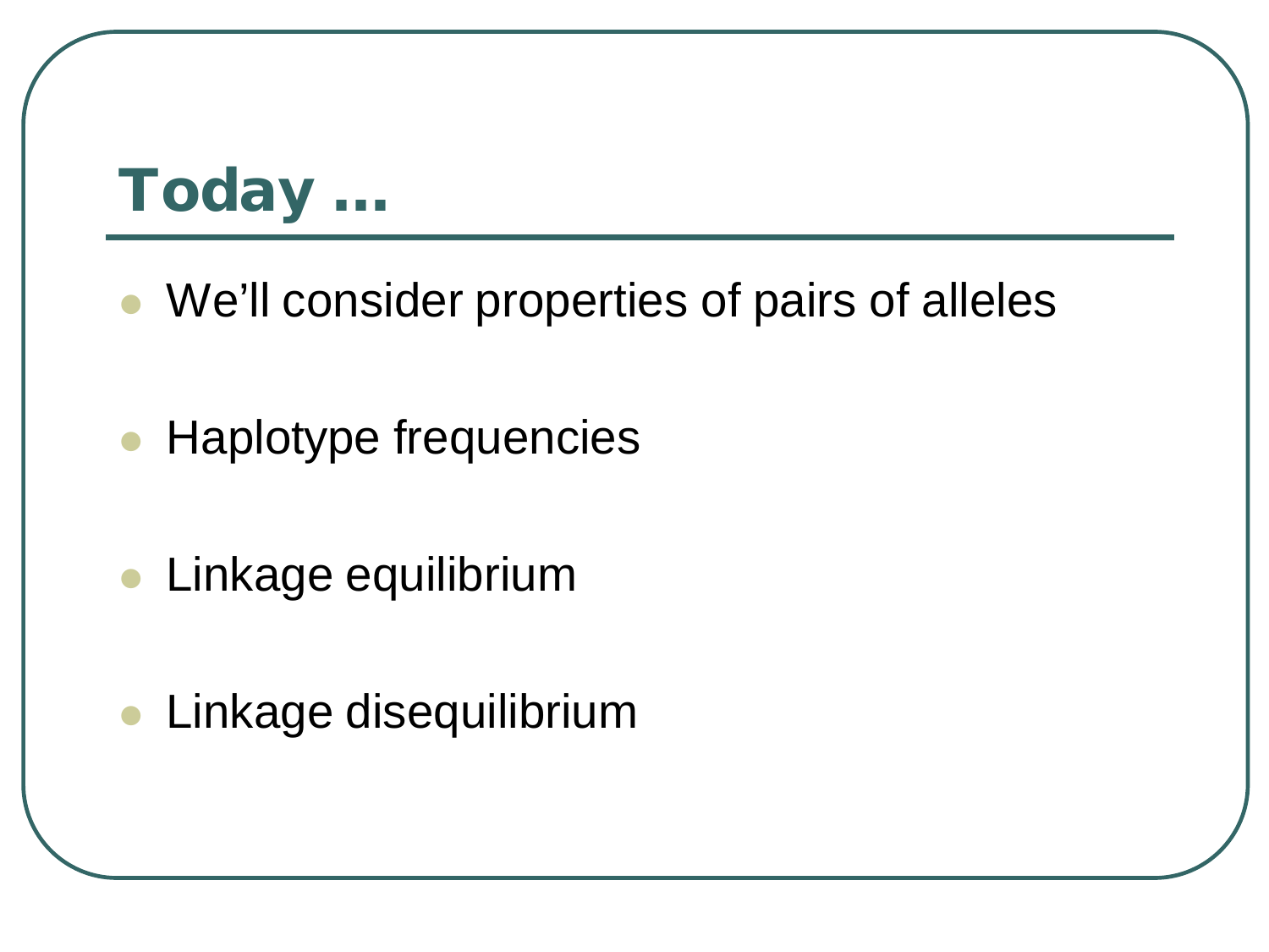# Today …

- We'll consider properties of pairs of alleles
- Haplotype frequencies
- Linkage equilibrium
- Linkage disequilibrium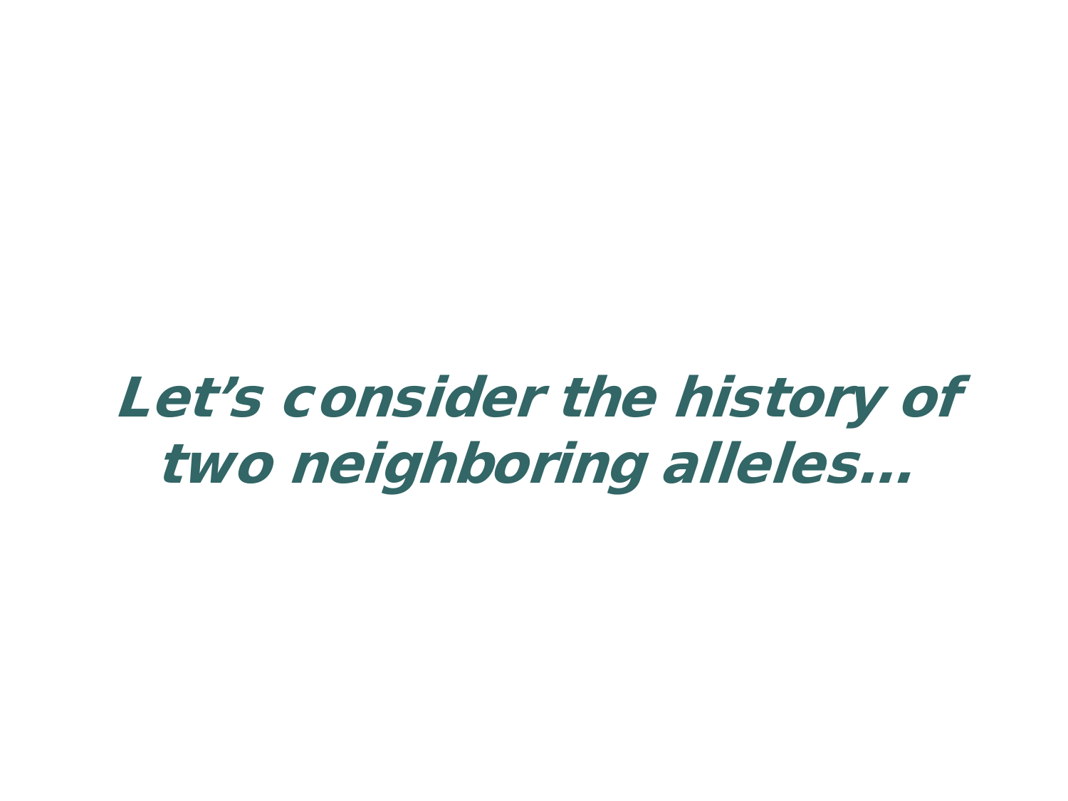***Let’s consider the history of two neighboring alleles…***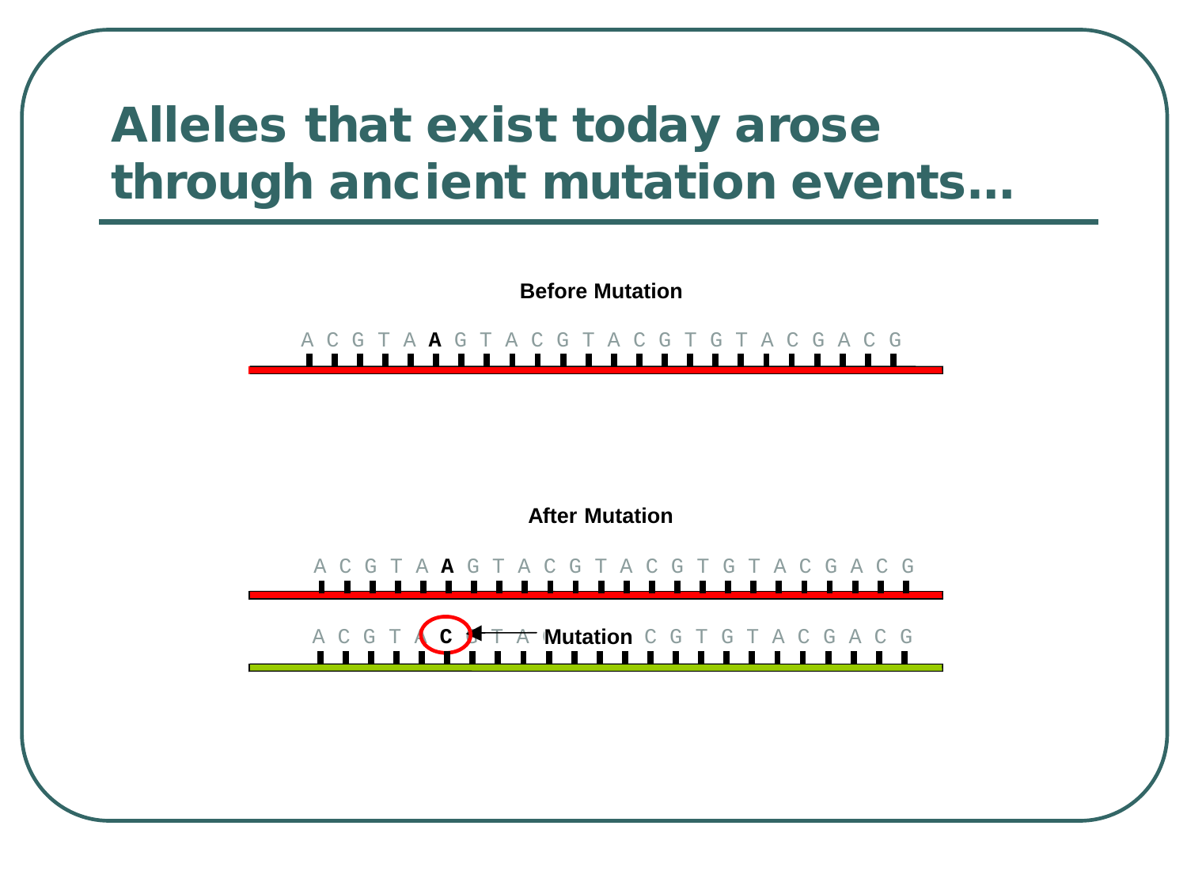# Alleles that exist today arose through ancient mutation events…

**Before Mutation**

A C G T A **A** G T A C G T A C G T G T A C G A C G

**After Mutation**

A C G T A **A** G T A C G T A C G T G T A C G A C G

A C G T A **C** G T A **Mutation** C G T G T A C G A C G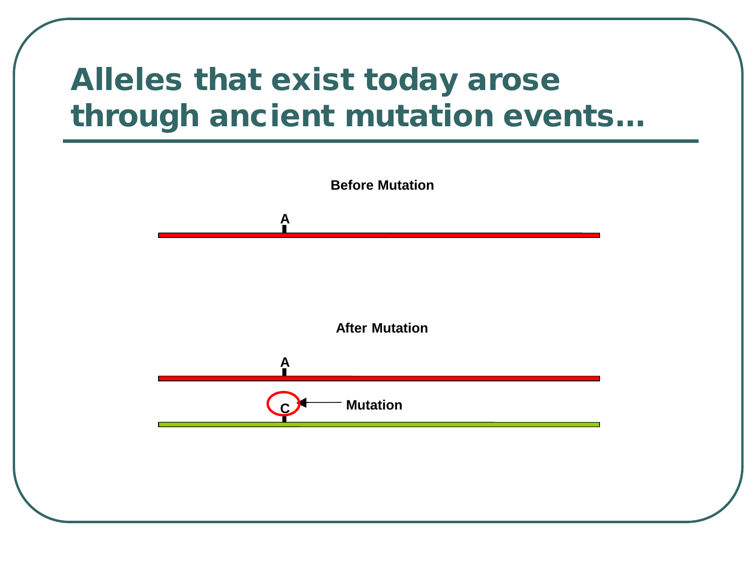# Alleles that exist today arose through ancient mutation events…

**Before Mutation**

A

**After Mutation**

A

C

Mutation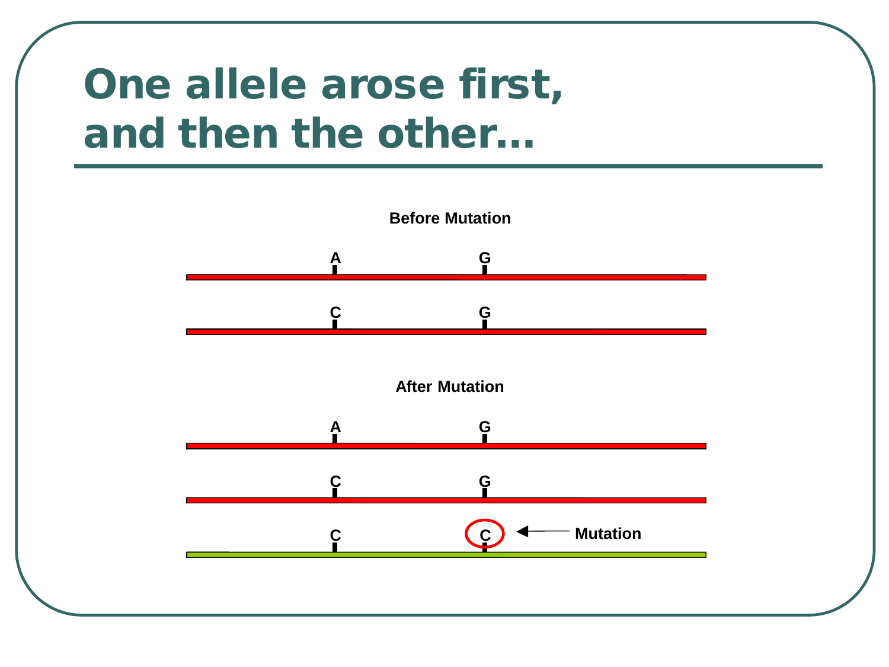# One allele arose first, and then the other…

**Before Mutation**

A G

C G

**After Mutation**

A G

C G

C C ← **Mutation**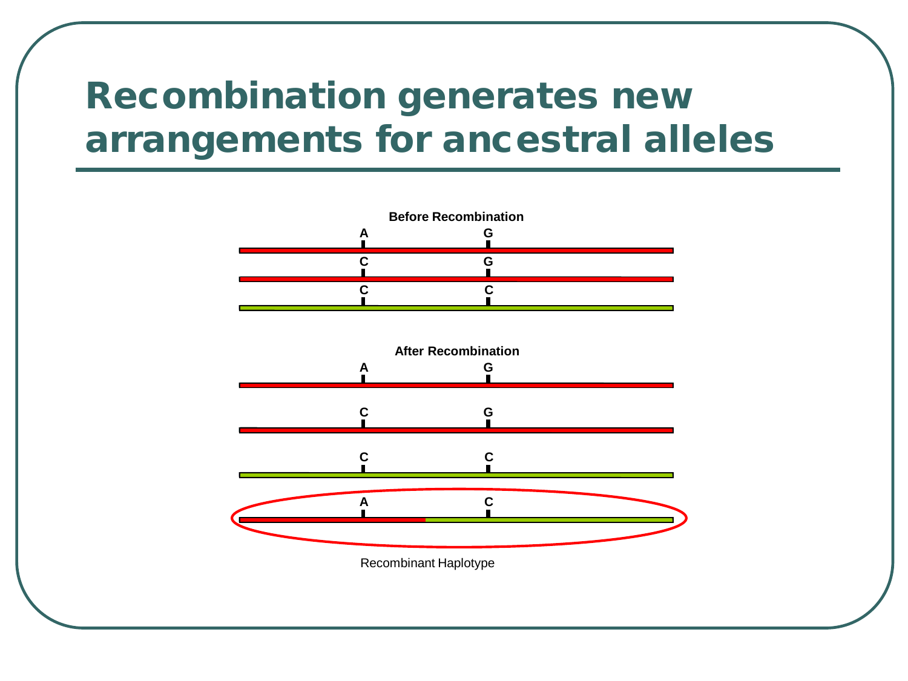# Recombination generates new arrangements for ancestral alleles

**Before Recombination**

A G

C G

C C

**After Recombination**

A G

C G

C C

A C

Recombinant Haplotype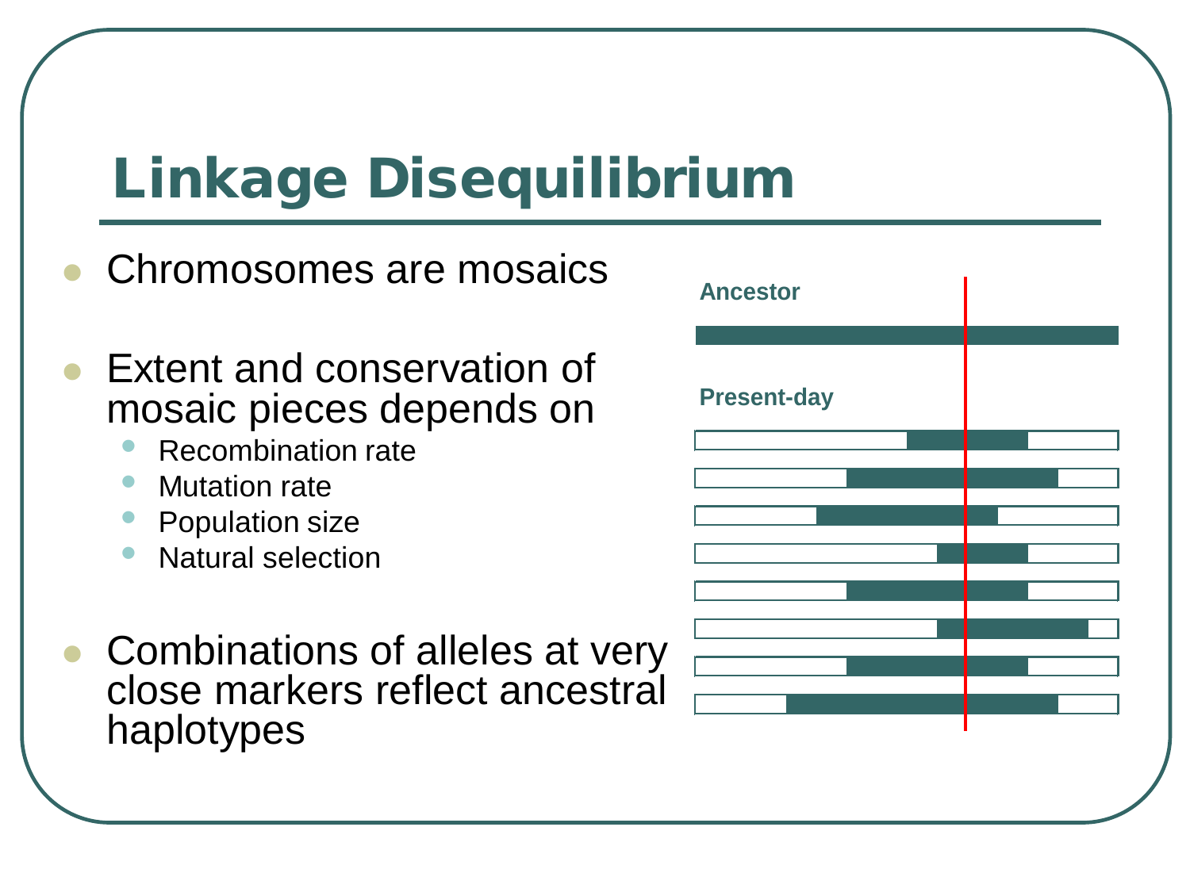# Linkage Disequilibrium

- Chromosomes are mosaics
- Extent and conservation of mosaic pieces depends on
  - Recombination rate
  - Mutation rate
  - Population size
  - Natural selection
- Combinations of alleles at very close markers reflect ancestral haplotypes

Ancestor

Present-day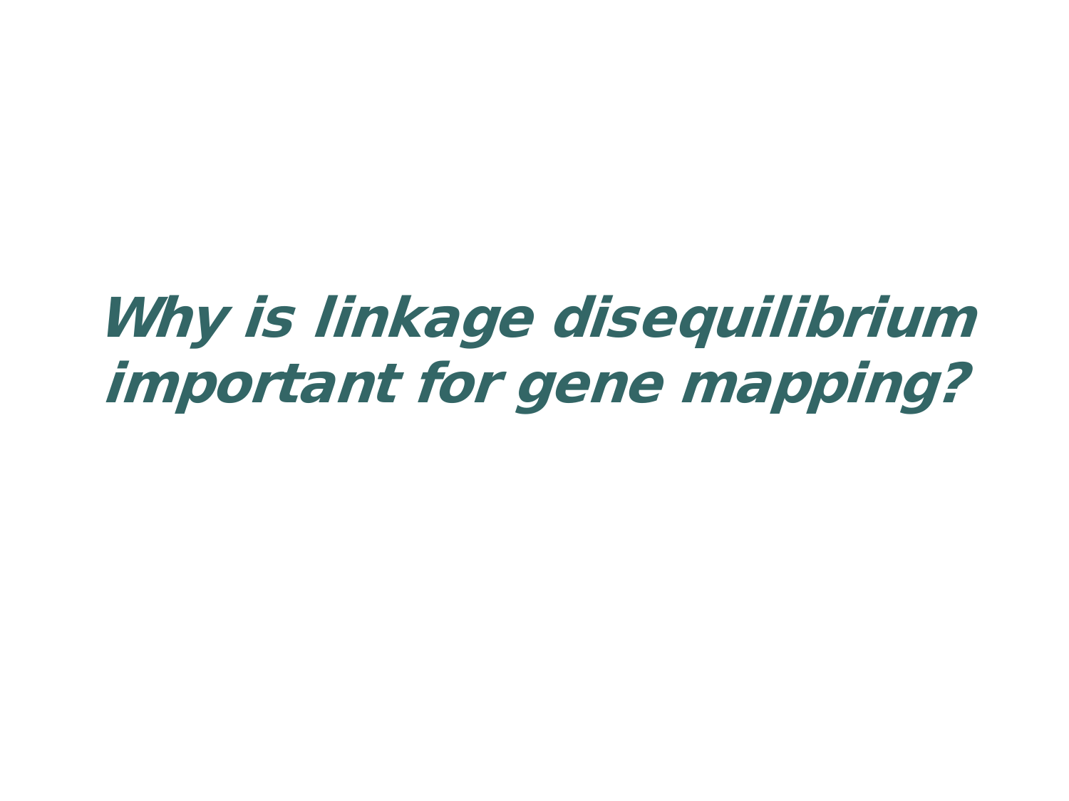***Why is linkage disequilibrium important for gene mapping?***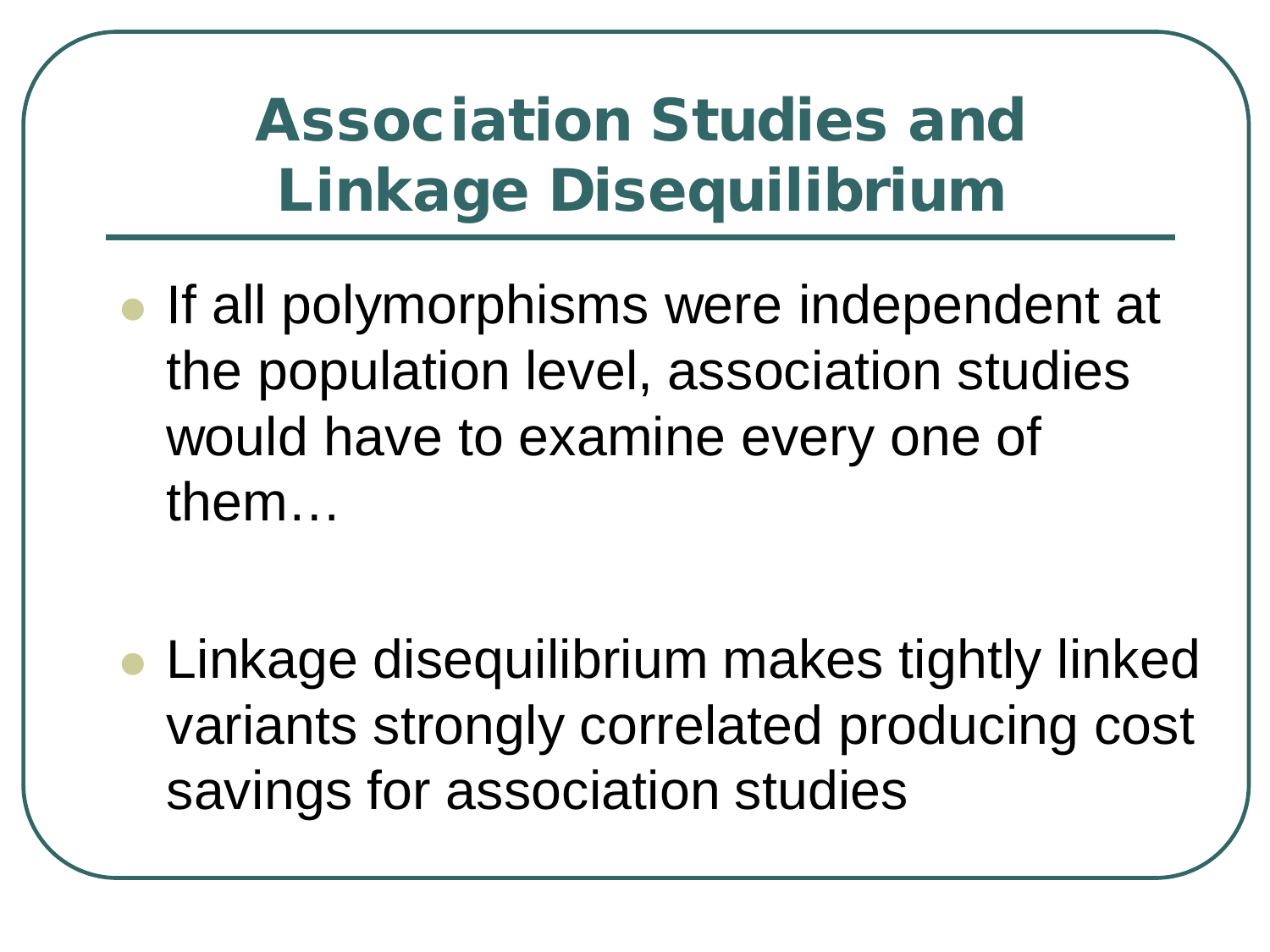# Association Studies and Linkage Disequilibrium

- If all polymorphisms were independent at the population level, association studies would have to examine every one of them…

- Linkage disequilibrium makes tightly linked variants strongly correlated producing cost savings for association studies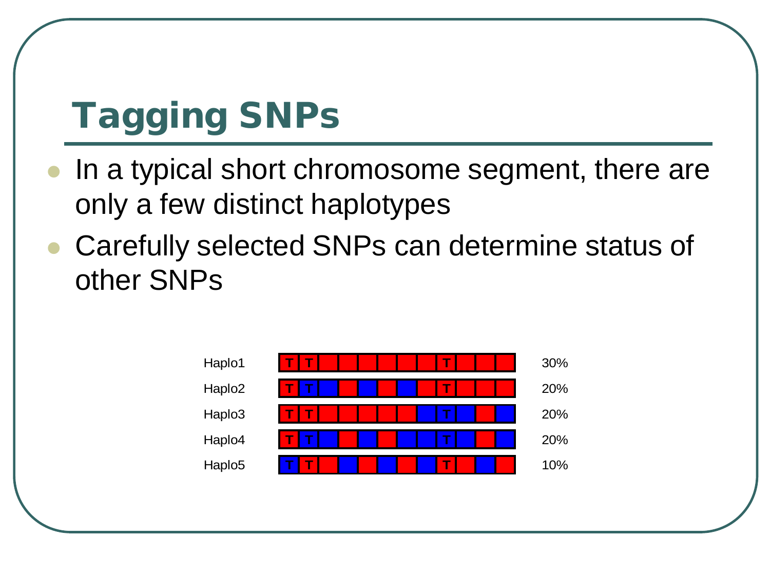# Tagging SNPs

- In a typical short chromosome segment, there are only a few distinct haplotypes
- Carefully selected SNPs can determine status of other SNPs

| | | |
|---|---|---|
| Haplo1 | | 30% |
| Haplo2 | | 20% |
| Haplo3 | | 20% |
| Haplo4 | | 20% |
| Haplo5 | | 10% |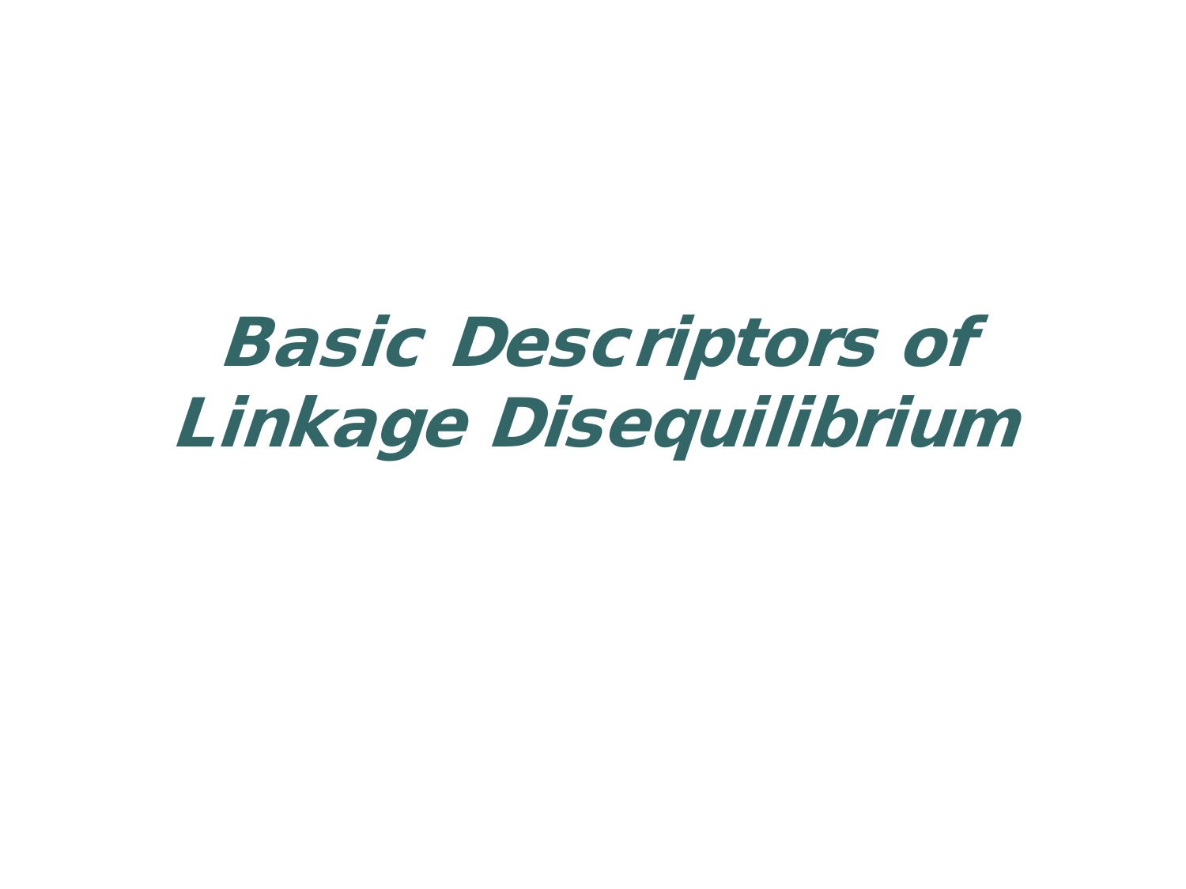# ***Basic Descriptors of Linkage Disequilibrium***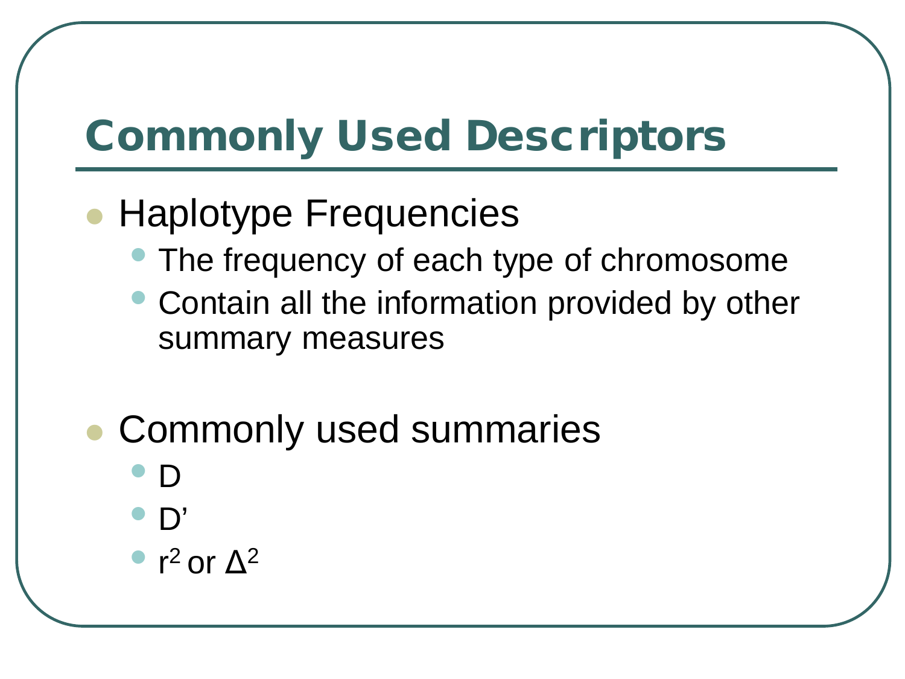# Commonly Used Descriptors

- Haplotype Frequencies
  - The frequency of each type of chromosome
  - Contain all the information provided by other summary measures

- Commonly used summaries
  - D
  - D’
  - $r^2$ or $\Delta^2$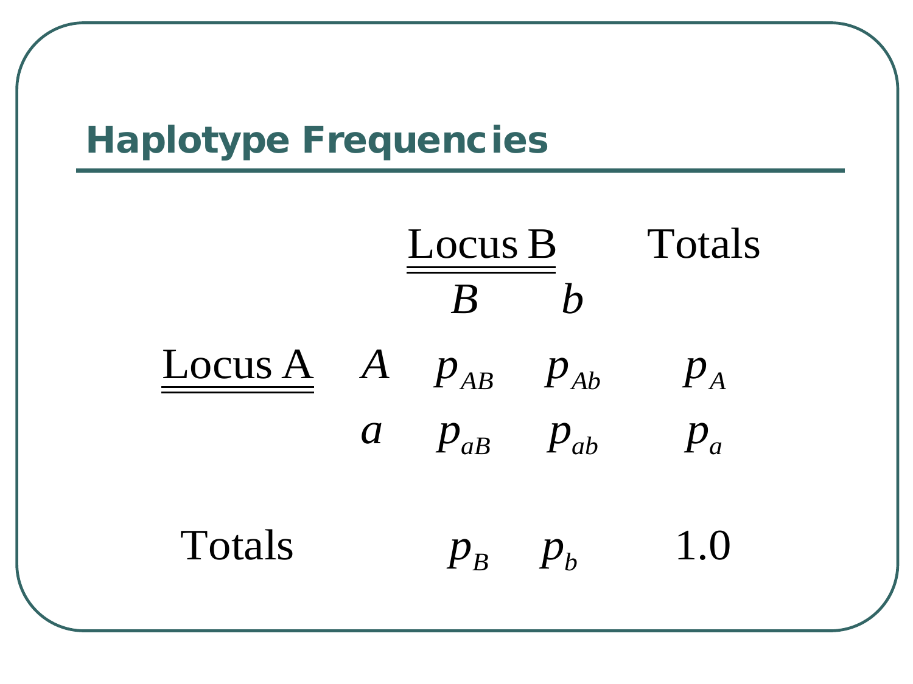## Haplotype Frequencies

| | | Locus B | | Totals |
|---|---|---|---|---|
| | | $B$ | $b$ | |
| Locus A | $A$ | $p_{AB}$ | $p_{Ab}$ | $p_A$ |
| | $a$ | $p_{aB}$ | $p_{ab}$ | $p_a$ |
| Totals | | $p_B$ | $p_b$ | 1.0 |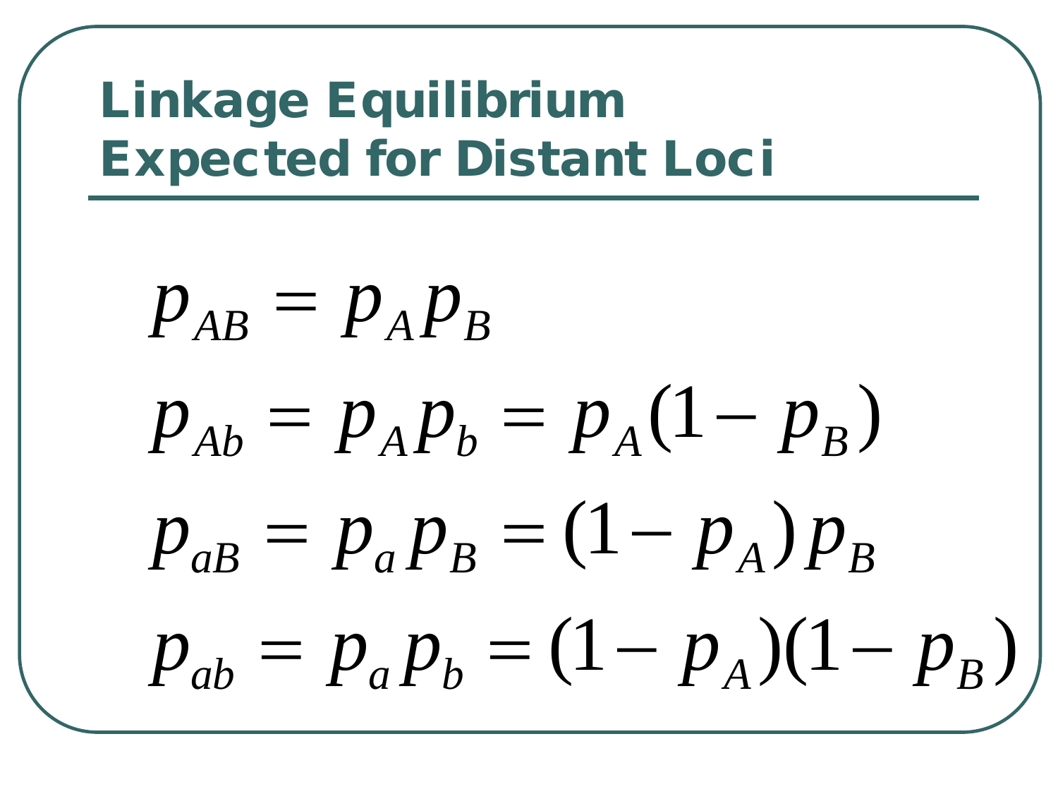# Linkage Equilibrium Expected for Distant Loci

$$p_{AB} = p_A p_B$$

$$p_{Ab} = p_A p_b = p_A(1 - p_B)$$

$$p_{aB} = p_a p_B = (1 - p_A) p_B$$

$$p_{ab} = p_a p_b = (1 - p_A)(1 - p_B)$$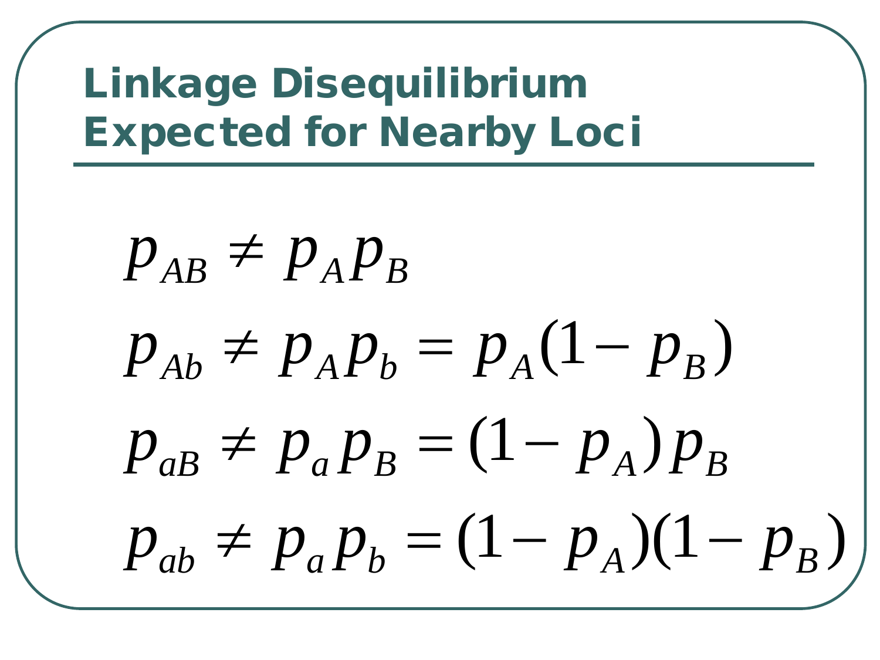## Linkage Disequilibrium Expected for Nearby Loci

$$p_{AB} \neq p_A p_B$$

$$p_{Ab} \neq p_A p_b = p_A(1 - p_B)$$

$$p_{aB} \neq p_a p_B = (1 - p_A) p_B$$

$$p_{ab} \neq p_a p_b = (1 - p_A)(1 - p_B)$$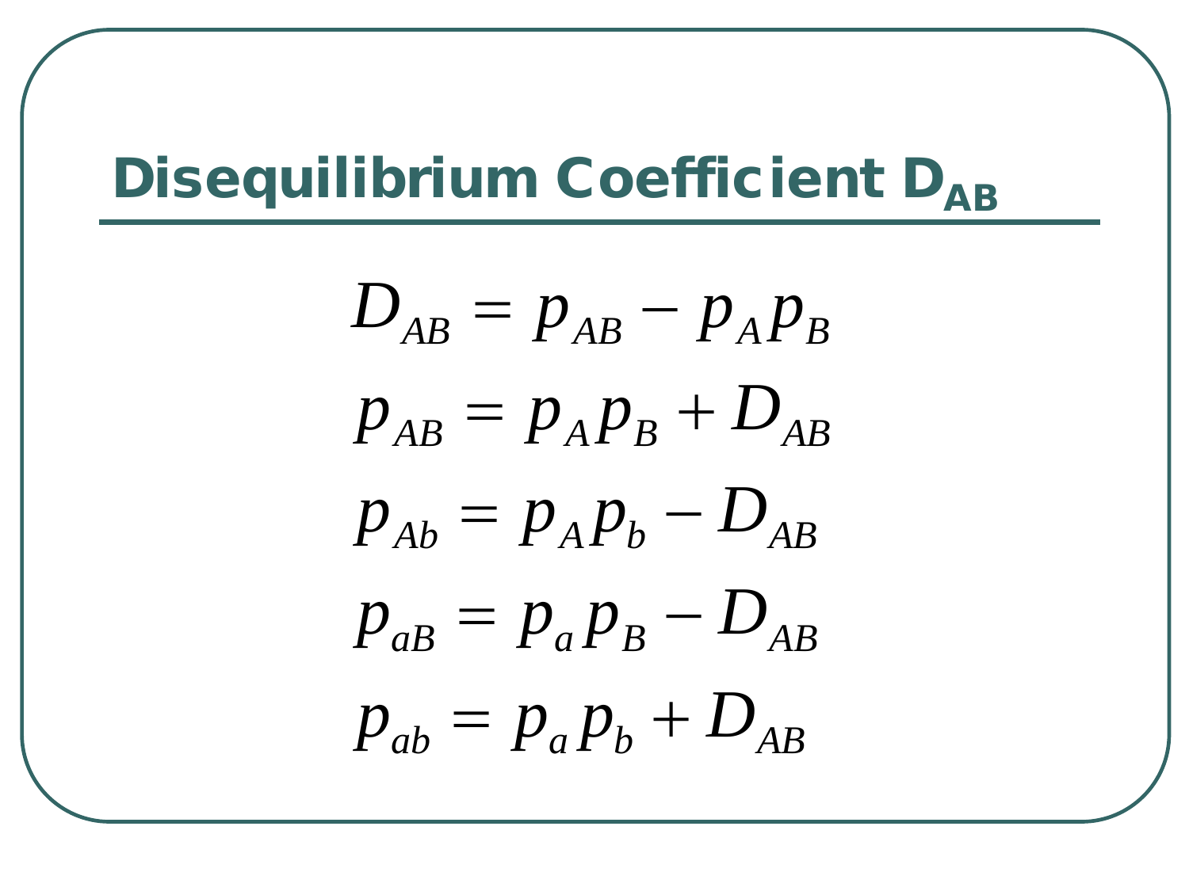## Disequilibrium Coefficient $D_{AB}$

$$D_{AB} = p_{AB} - p_A p_B$$

$$p_{AB} = p_A p_B + D_{AB}$$

$$p_{Ab} = p_A p_b - D_{AB}$$

$$p_{aB} = p_a p_B - D_{AB}$$

$$p_{ab} = p_a p_b + D_{AB}$$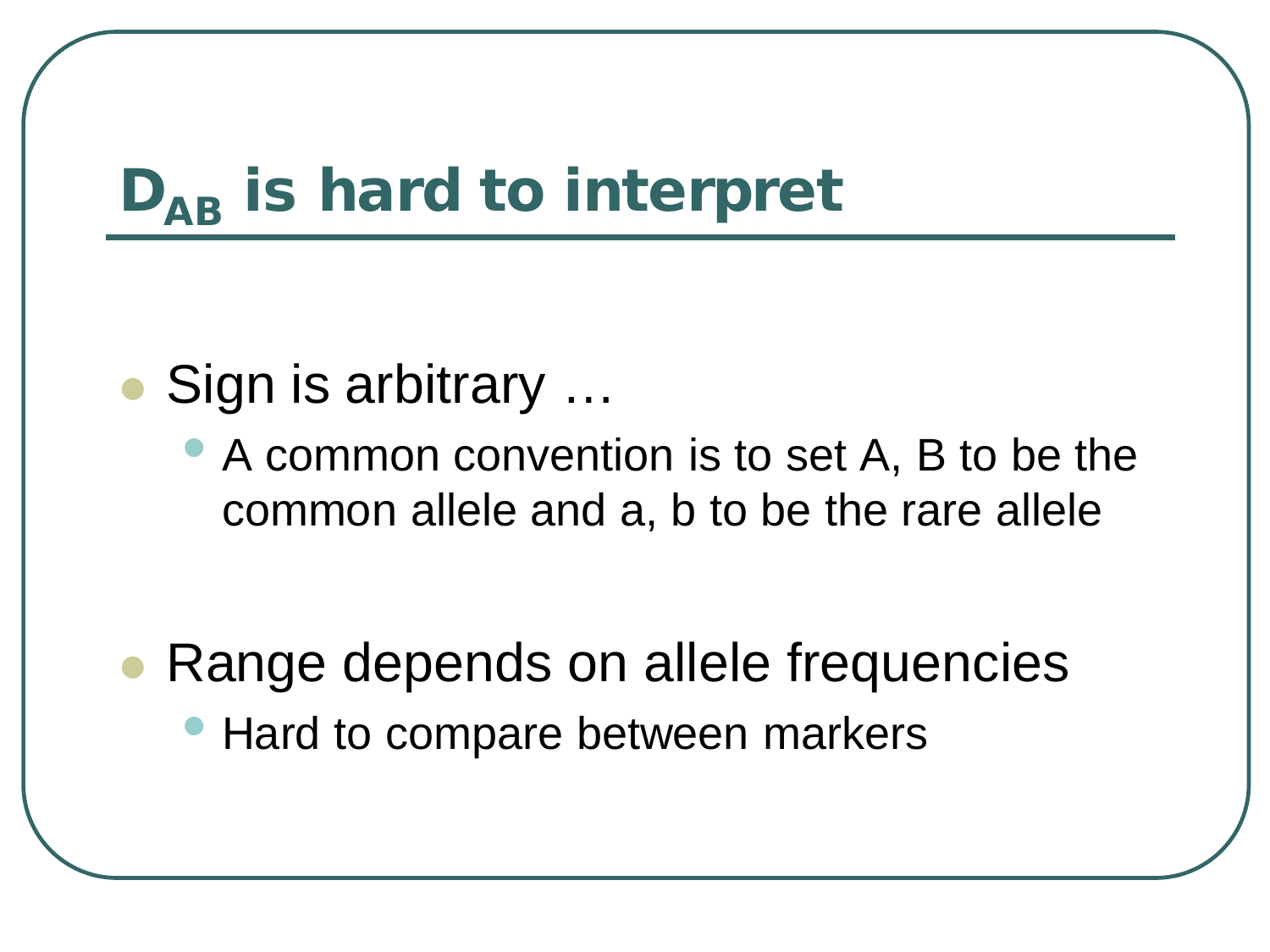# $D_{AB}$ is hard to interpret

- Sign is arbitrary …
  - A common convention is to set A, B to be the common allele and a, b to be the rare allele
- Range depends on allele frequencies
  - Hard to compare between markers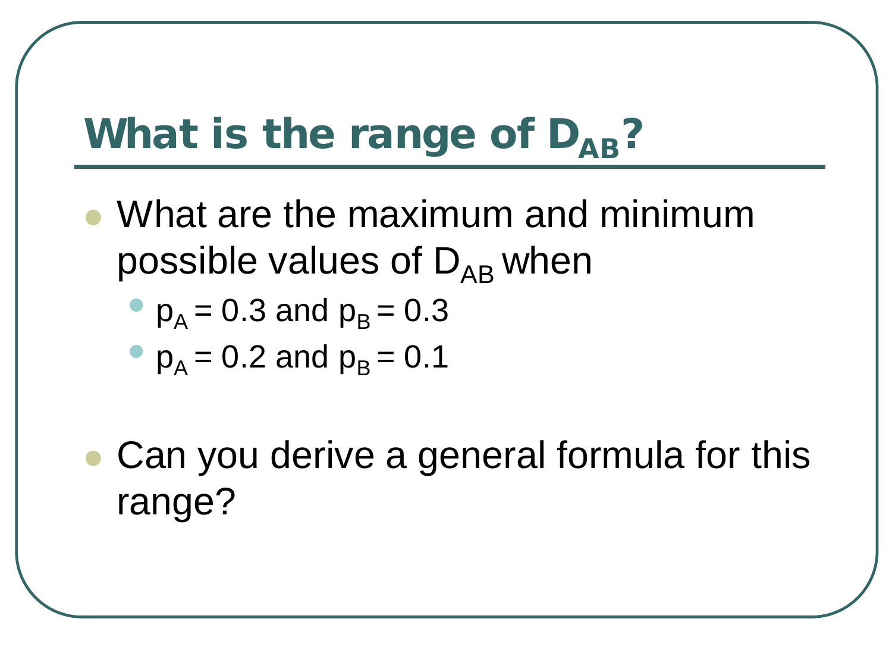# What is the range of $D_{AB}$?

- What are the maximum and minimum possible values of $D_{AB}$ when
  - $p_A = 0.3$ and $p_B = 0.3$
  - $p_A = 0.2$ and $p_B = 0.1$

- Can you derive a general formula for this range?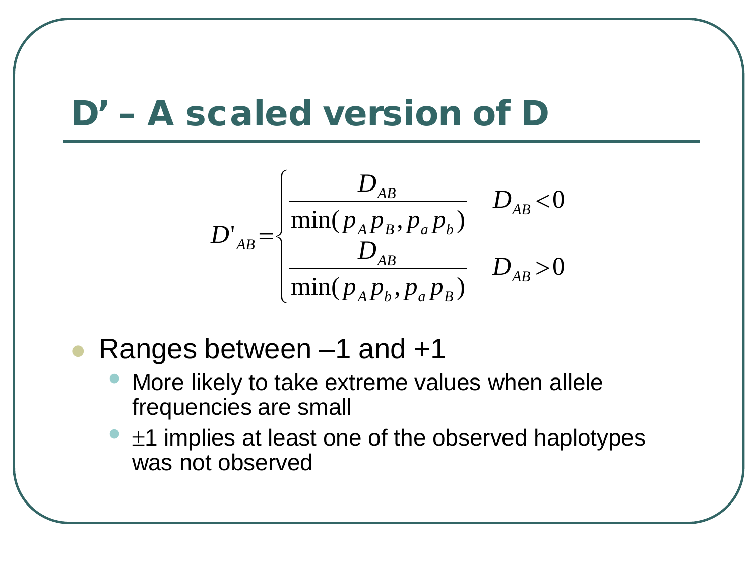# D' – A scaled version of D

$$D'_{AB} = \begin{cases} \dfrac{D_{AB}}{\min(p_A p_B, p_a p_b)} & D_{AB} < 0 \\ \dfrac{D_{AB}}{\min(p_A p_b, p_a p_B)} & D_{AB} > 0 \end{cases}$$

- Ranges between –1 and +1
  - More likely to take extreme values when allele frequencies are small
  - $\pm 1$ implies at least one of the observed haplotypes was not observed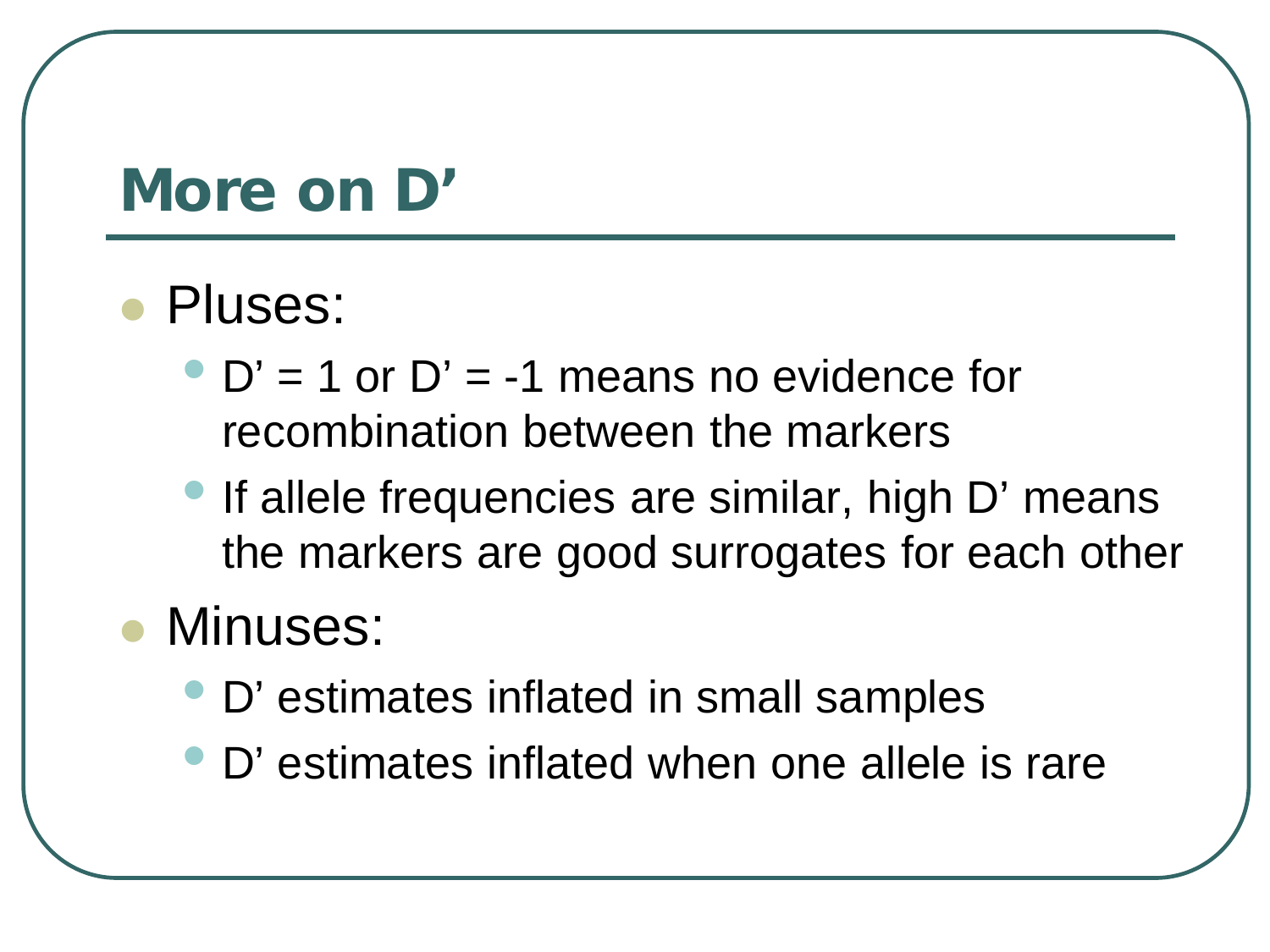# More on D’

- Pluses:
  - D’ = 1 or D’ = -1 means no evidence for recombination between the markers
  - If allele frequencies are similar, high D’ means the markers are good surrogates for each other
- Minuses:
  - D’ estimates inflated in small samples
  - D’ estimates inflated when one allele is rare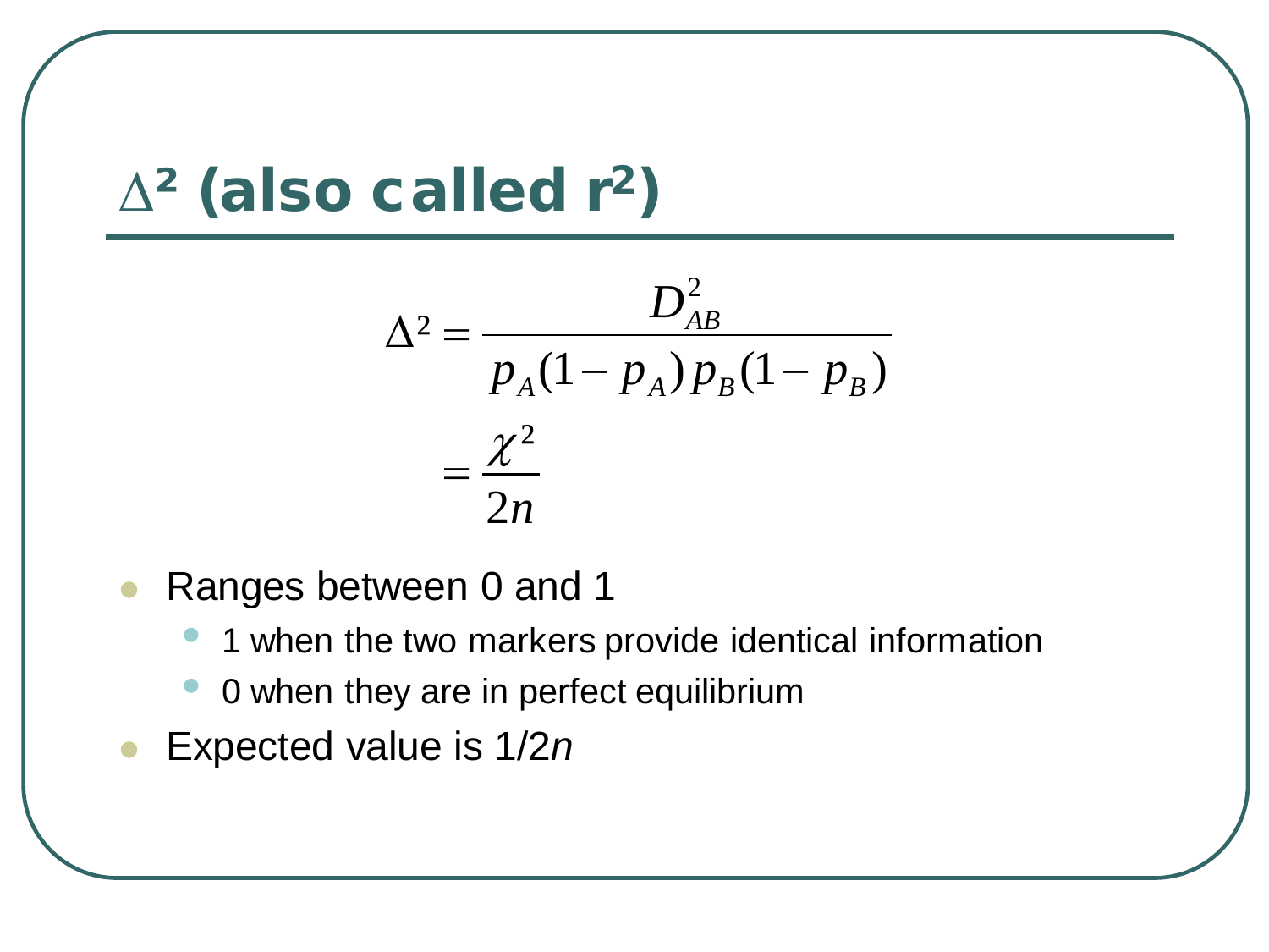# $\Delta^2$ (also called $r^2$)

$$\Delta^2 = \frac{D_{AB}^2}{p_A(1-p_A)\,p_B(1-p_B)}$$

$$= \frac{\chi^2}{2n}$$

- Ranges between 0 and 1
  - 1 when the two markers provide identical information
  - 0 when they are in perfect equilibrium
- Expected value is $1/2n$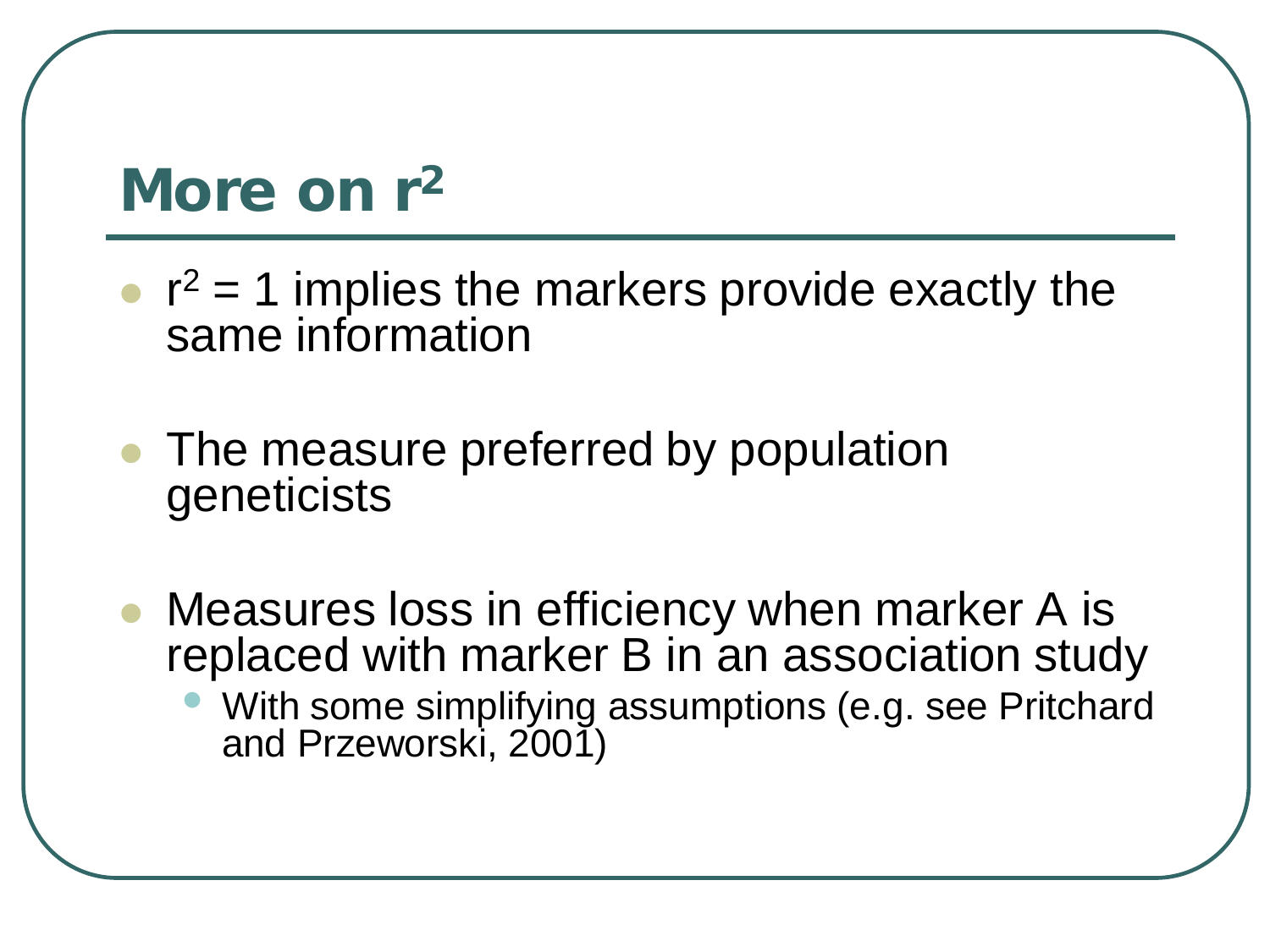# More on $r^2$

- $r^2 = 1$ implies the markers provide exactly the same information
- The measure preferred by population geneticists
- Measures loss in efficiency when marker A is replaced with marker B in an association study
  - With some simplifying assumptions (e.g. see Pritchard and Przeworski, 2001)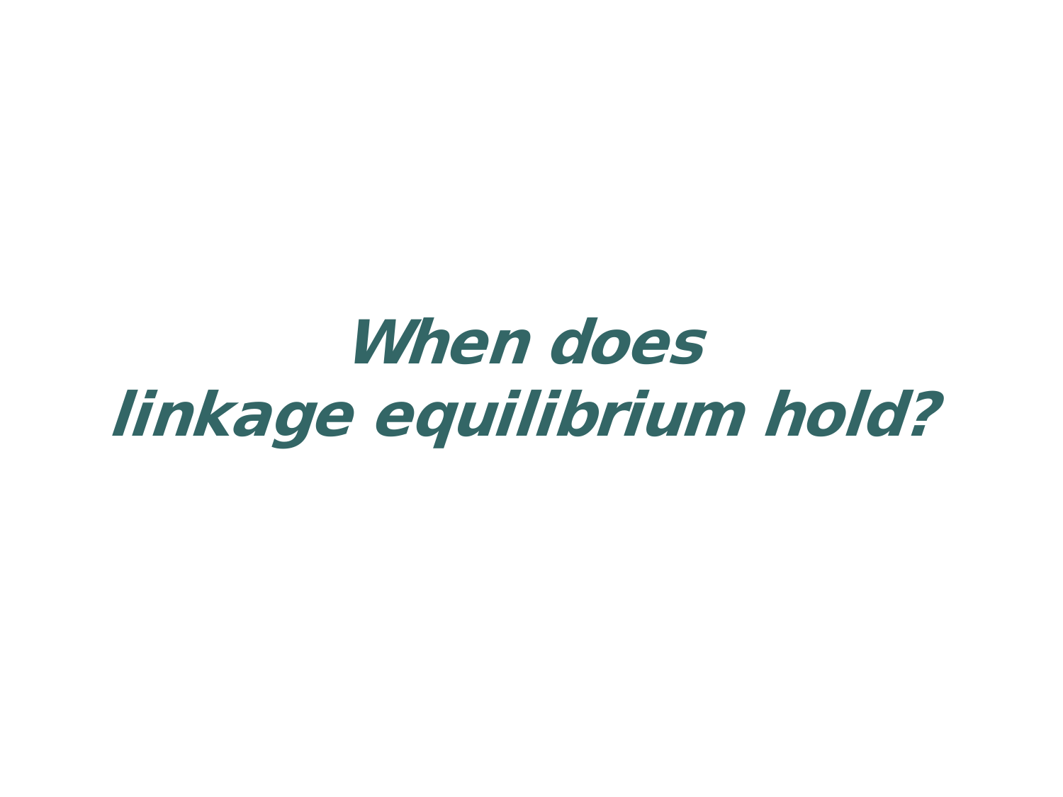# *When does linkage equilibrium hold?*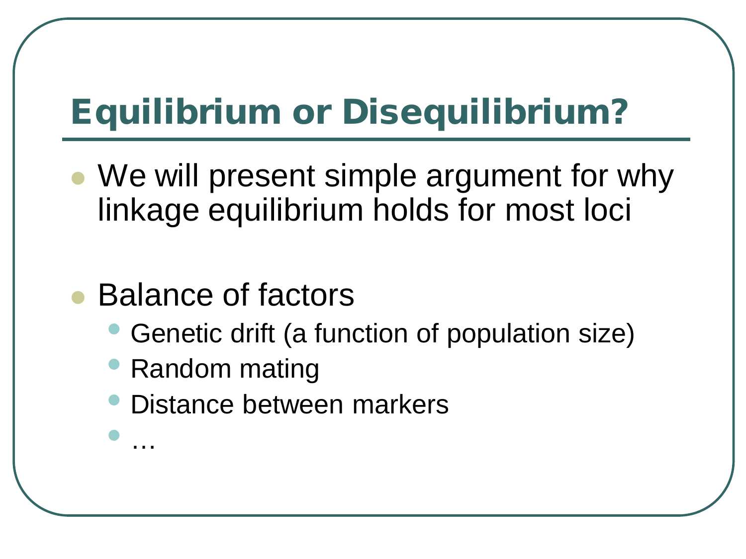# Equilibrium or Disequilibrium?

- We will present simple argument for why linkage equilibrium holds for most loci

- Balance of factors
  - Genetic drift (a function of population size)
  - Random mating
  - Distance between markers
  - …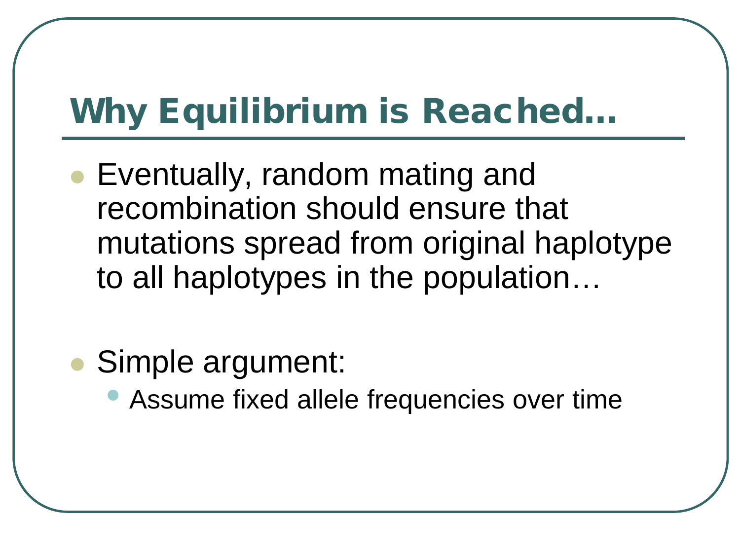# Why Equilibrium is Reached…

- Eventually, random mating and recombination should ensure that mutations spread from original haplotype to all haplotypes in the population…

- Simple argument:
  - Assume fixed allele frequencies over time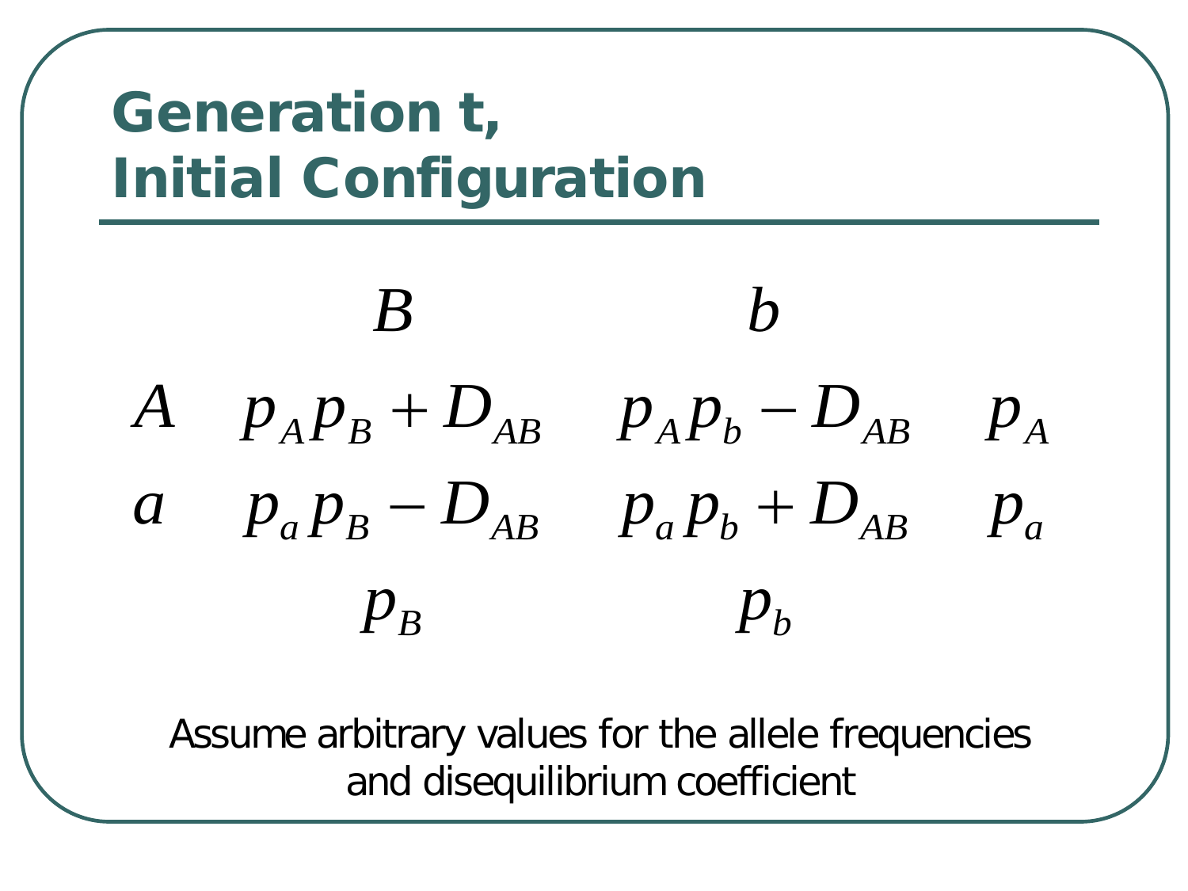# Generation t, Initial Configuration

| | $B$ | $b$ | |
|---|---|---|---|
| $A$ | $p_A p_B + D_{AB}$ | $p_A p_b - D_{AB}$ | $p_A$ |
| $a$ | $p_a p_B - D_{AB}$ | $p_a p_b + D_{AB}$ | $p_a$ |
| | $p_B$ | $p_b$ | |

Assume arbitrary values for the allele frequencies and disequilibrium coefficient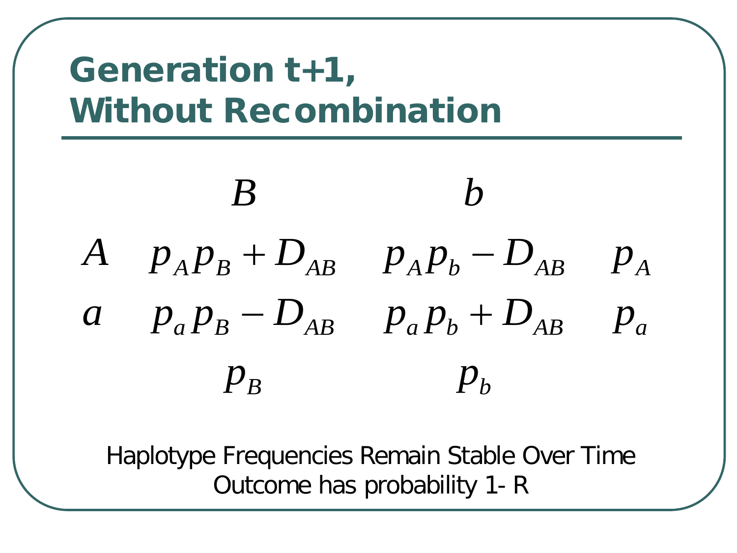## Generation t+1, Without Recombination

| | $B$ | $b$ | |
|---|---|---|---|
| $A$ | $p_A p_B + D_{AB}$ | $p_A p_b - D_{AB}$ | $p_A$ |
| $a$ | $p_a p_B - D_{AB}$ | $p_a p_b + D_{AB}$ | $p_a$ |
| | $p_B$ | $p_b$ | |

Haplotype Frequencies Remain Stable Over Time

Outcome has probability 1- R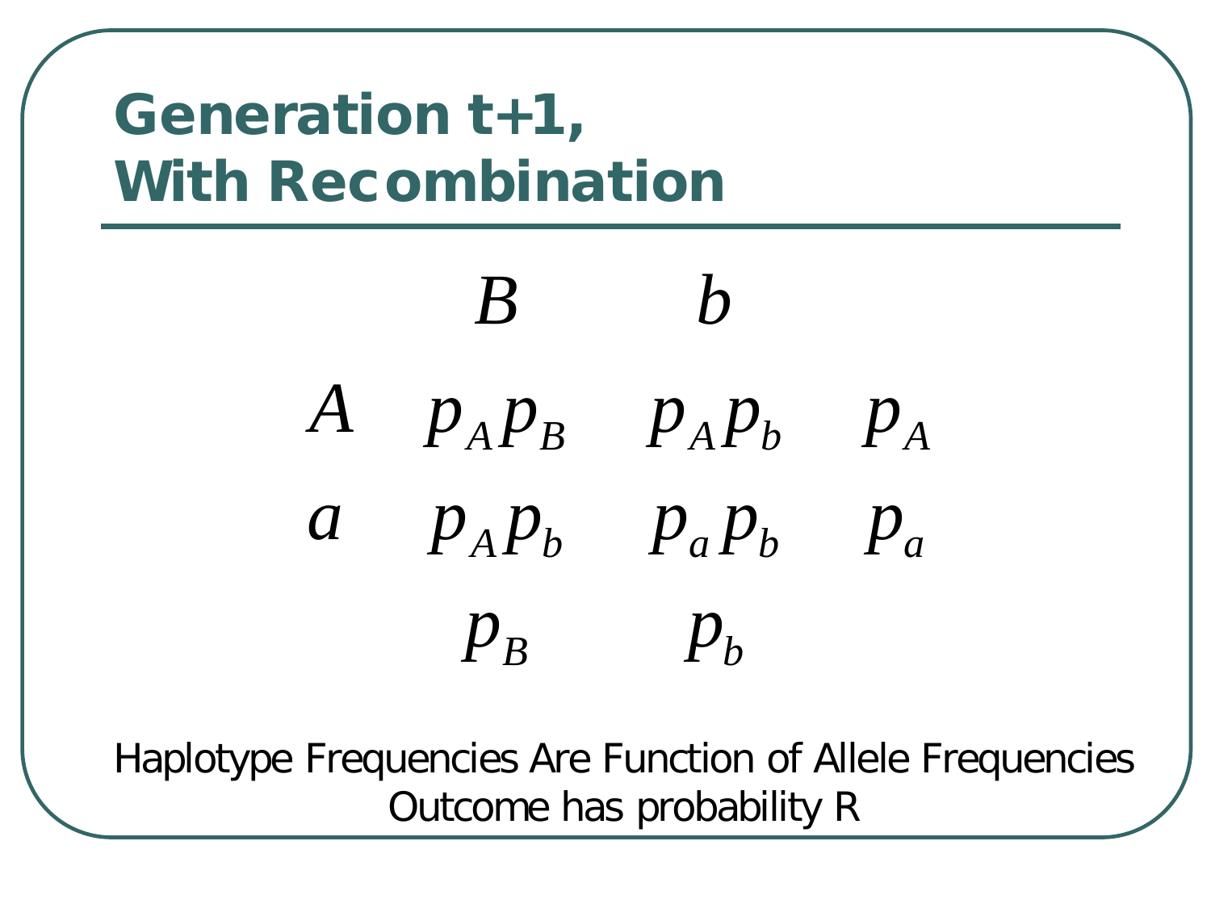# Generation t+1, With Recombination

| | $B$ | $b$ | |
|---|---|---|---|
| $A$ | $p_A p_B$ | $p_A p_b$ | $p_A$ |
| $a$ | $p_A p_b$ | $p_a p_b$ | $p_a$ |
| | $p_B$ | $p_b$ | |

Haplotype Frequencies Are Function of Allele Frequencies

Outcome has probability R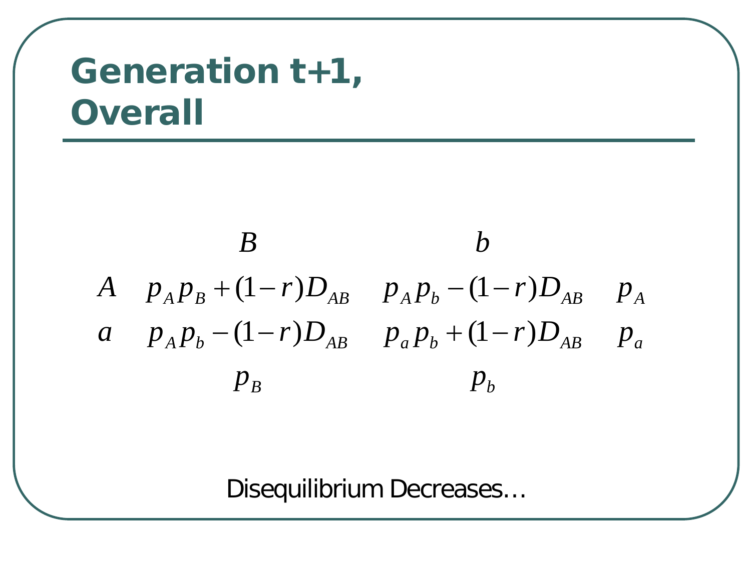# Generation t+1, Overall

| | $B$ | $b$ | |
|---|---|---|---|
| $A$ | $p_A p_B + (1-r)D_{AB}$ | $p_A p_b - (1-r)D_{AB}$ | $p_A$ |
| $a$ | $p_A p_b - (1-r)D_{AB}$ | $p_a p_b + (1-r)D_{AB}$ | $p_a$ |
| | $p_B$ | $p_b$ | |

Disequilibrium Decreases…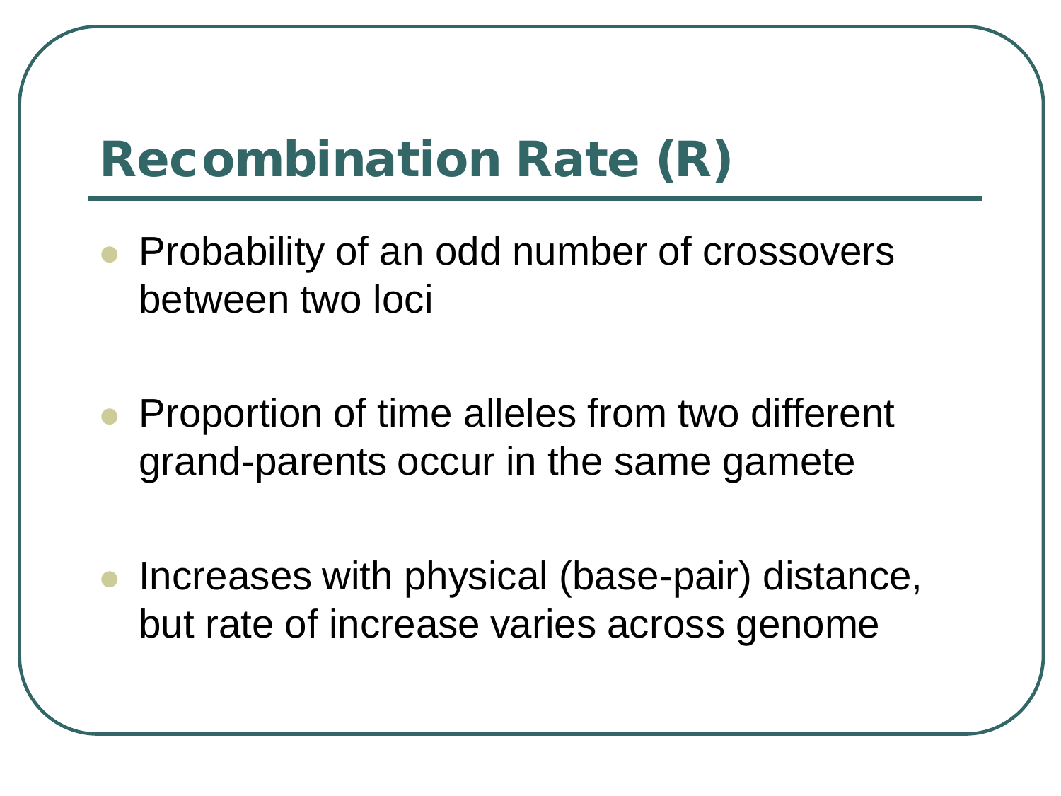# Recombination Rate (R)

- Probability of an odd number of crossovers between two loci
- Proportion of time alleles from two different grand-parents occur in the same gamete
- Increases with physical (base-pair) distance, but rate of increase varies across genome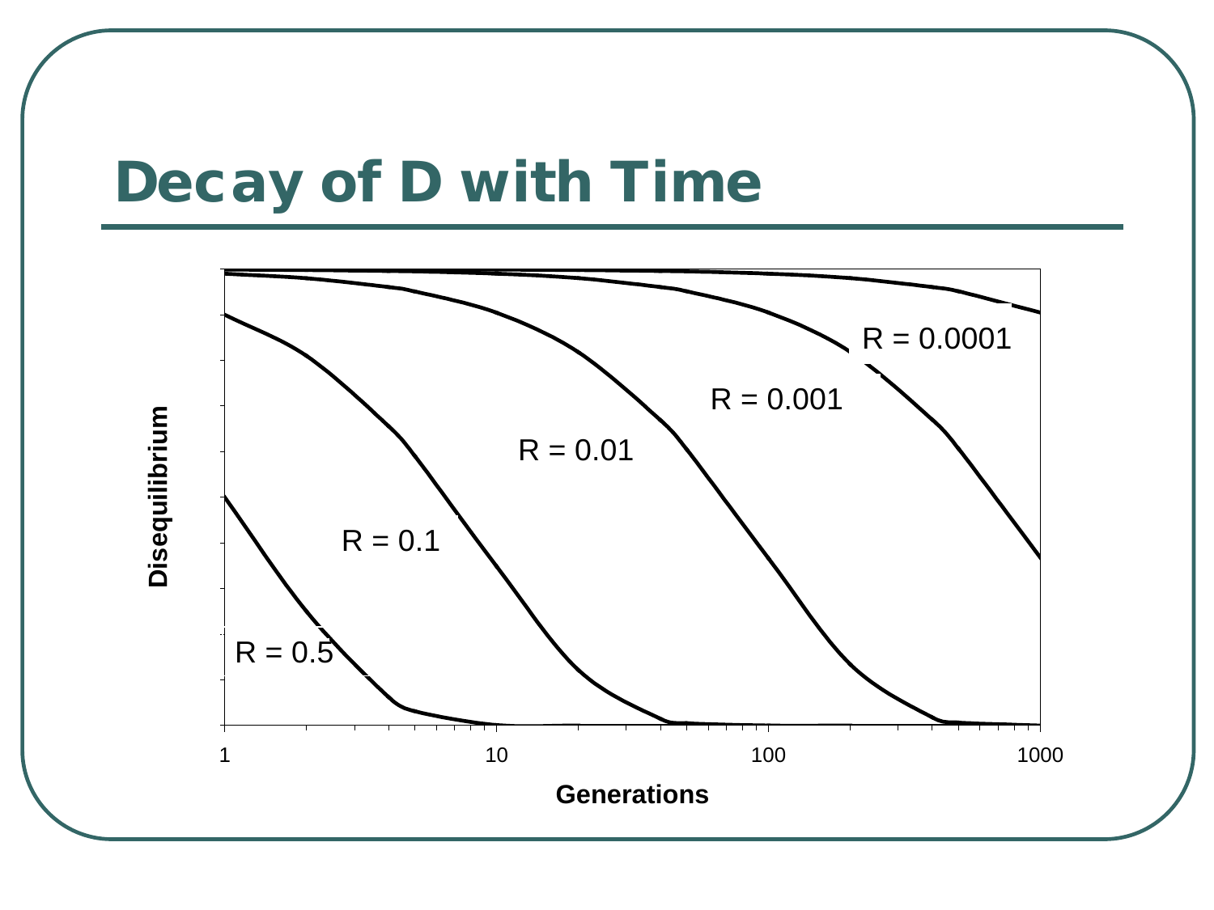# Decay of D with Time

Disequilibrium

Generations

1 10 100 1000

R = 0.5

R = 0.1

R = 0.01

R = 0.001

R = 0.0001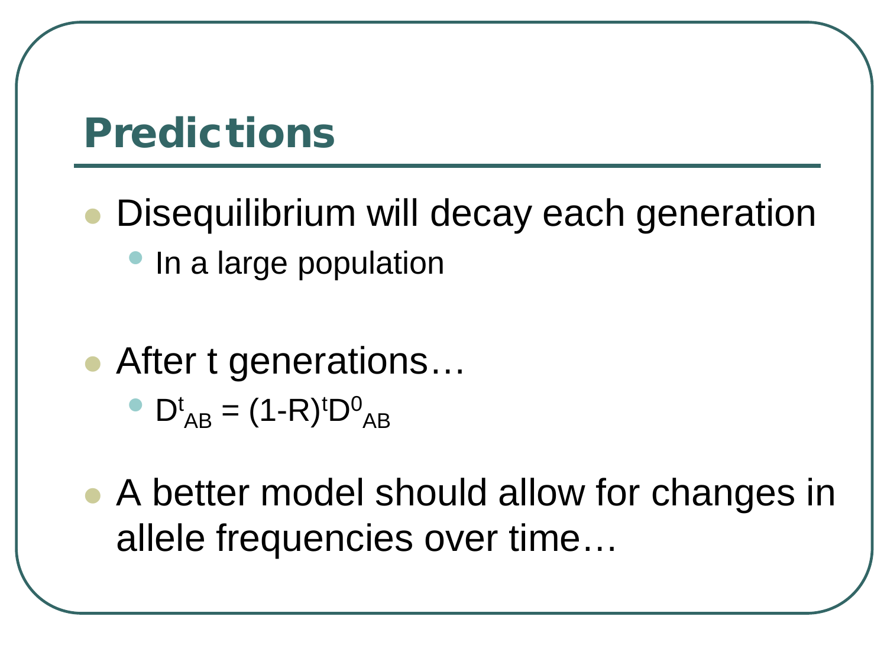# Predictions

- Disequilibrium will decay each generation
  - In a large population

- After t generations…
  - $D^{t}_{AB} = (1-R)^{t} D^{0}_{AB}$

- A better model should allow for changes in allele frequencies over time…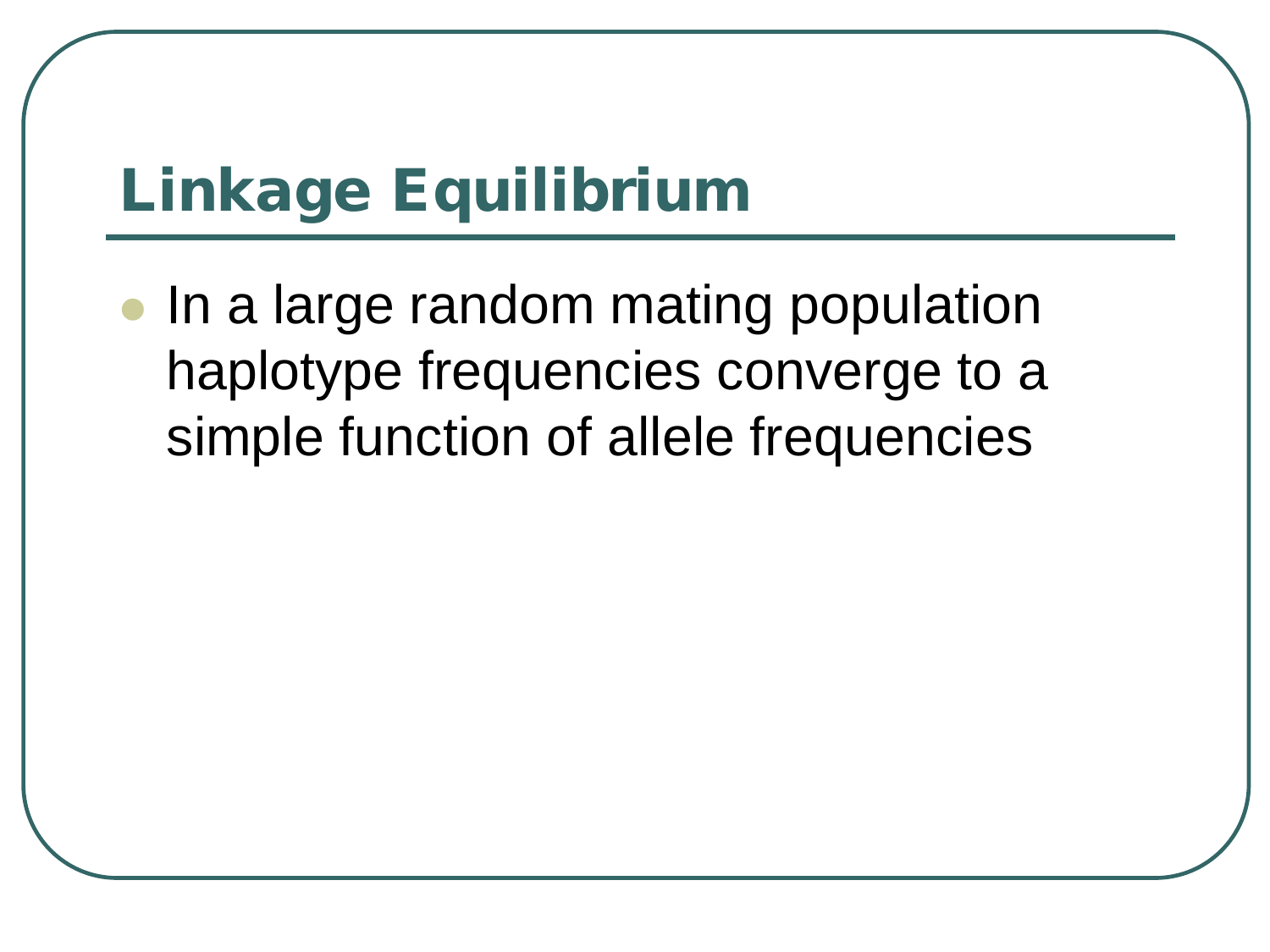# Linkage Equilibrium

- In a large random mating population haplotype frequencies converge to a simple function of allele frequencies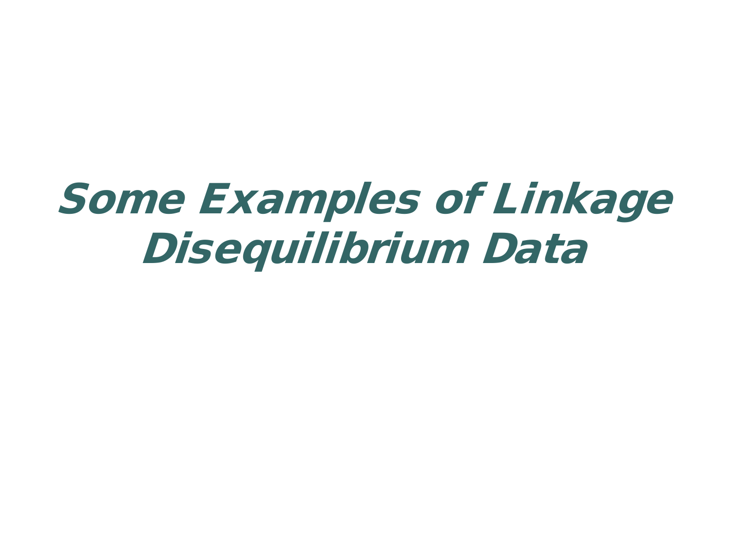# *Some Examples of Linkage Disequilibrium Data*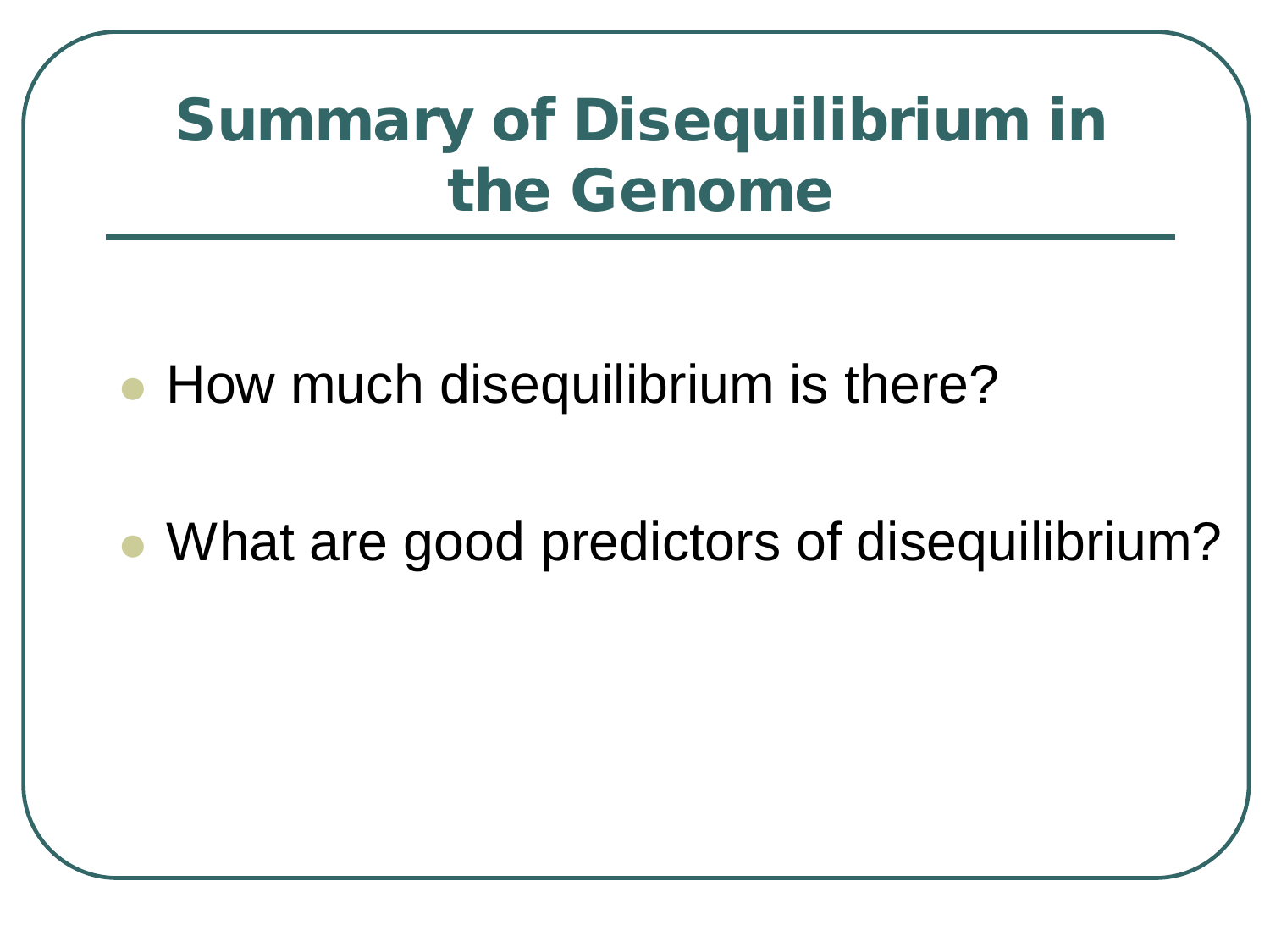# Summary of Disequilibrium in the Genome

- How much disequilibrium is there?
- What are good predictors of disequilibrium?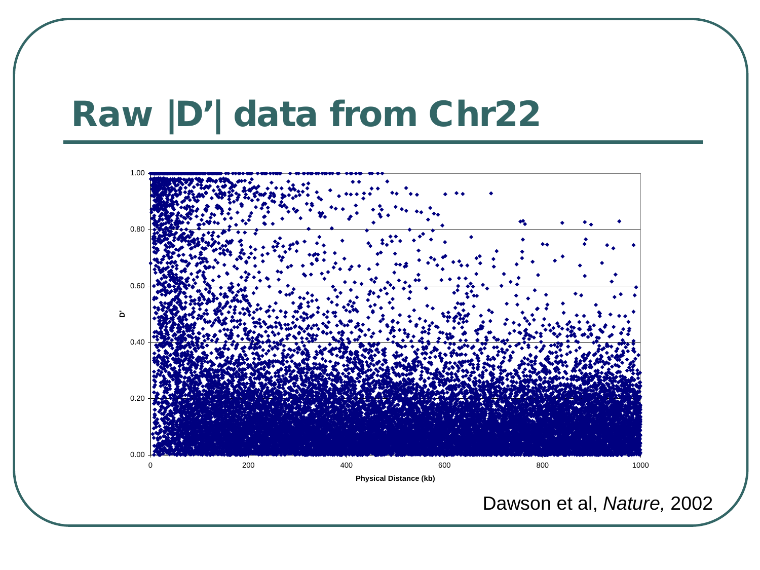# Raw |D'| data from Chr22

Dawson et al, *Nature,* 2002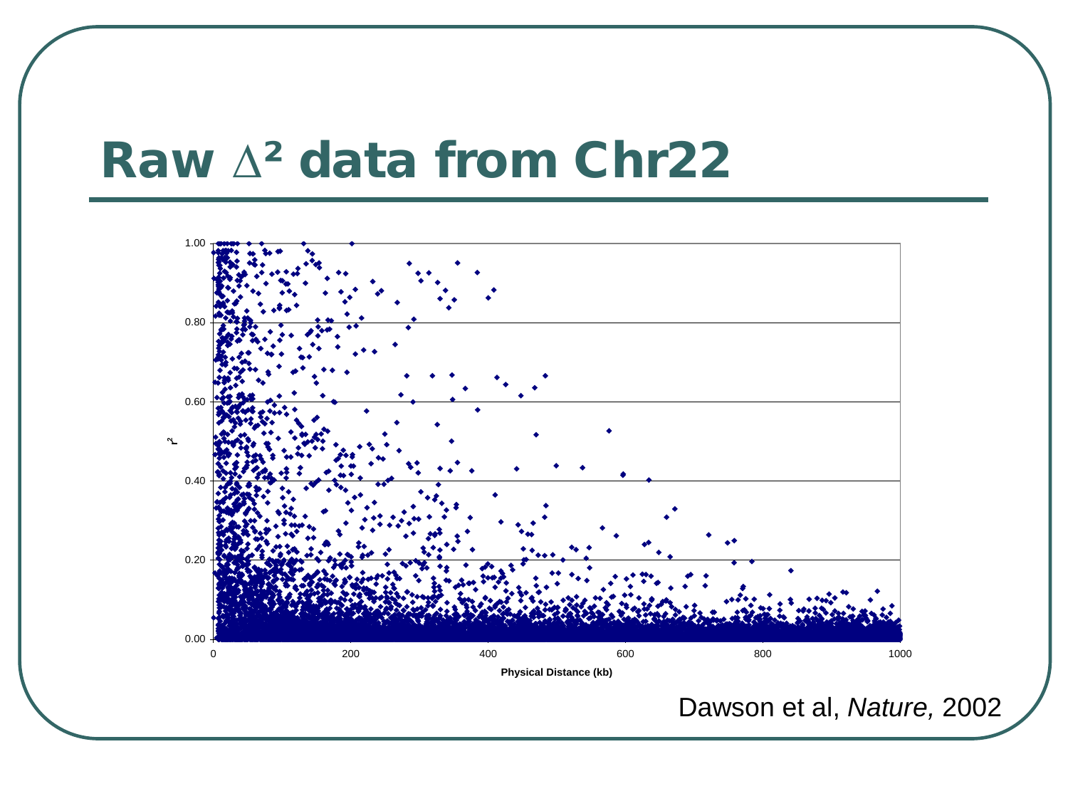# Raw $\Delta^2$ data from Chr22

Dawson et al, *Nature,* 2002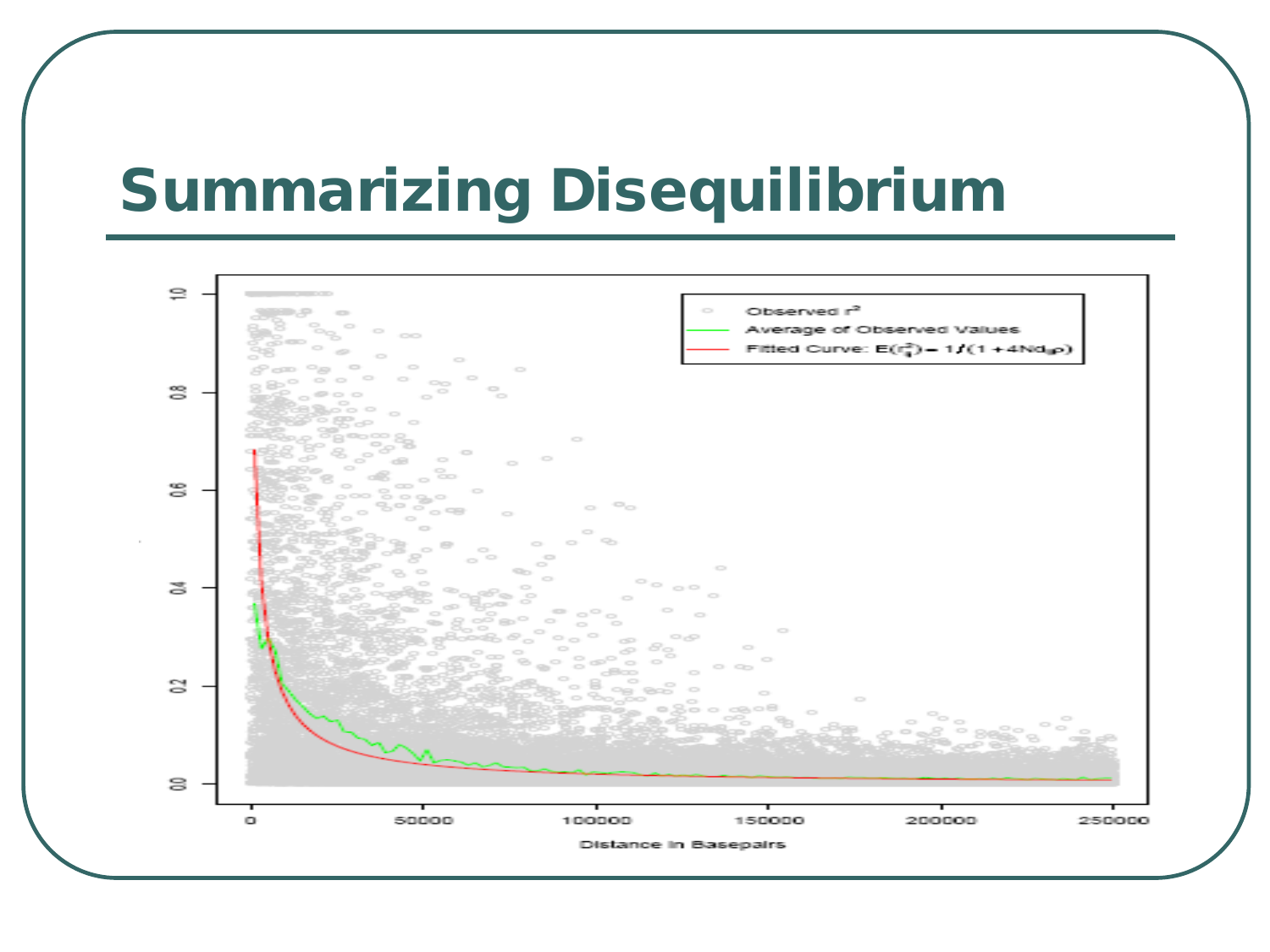# Summarizing Disequilibrium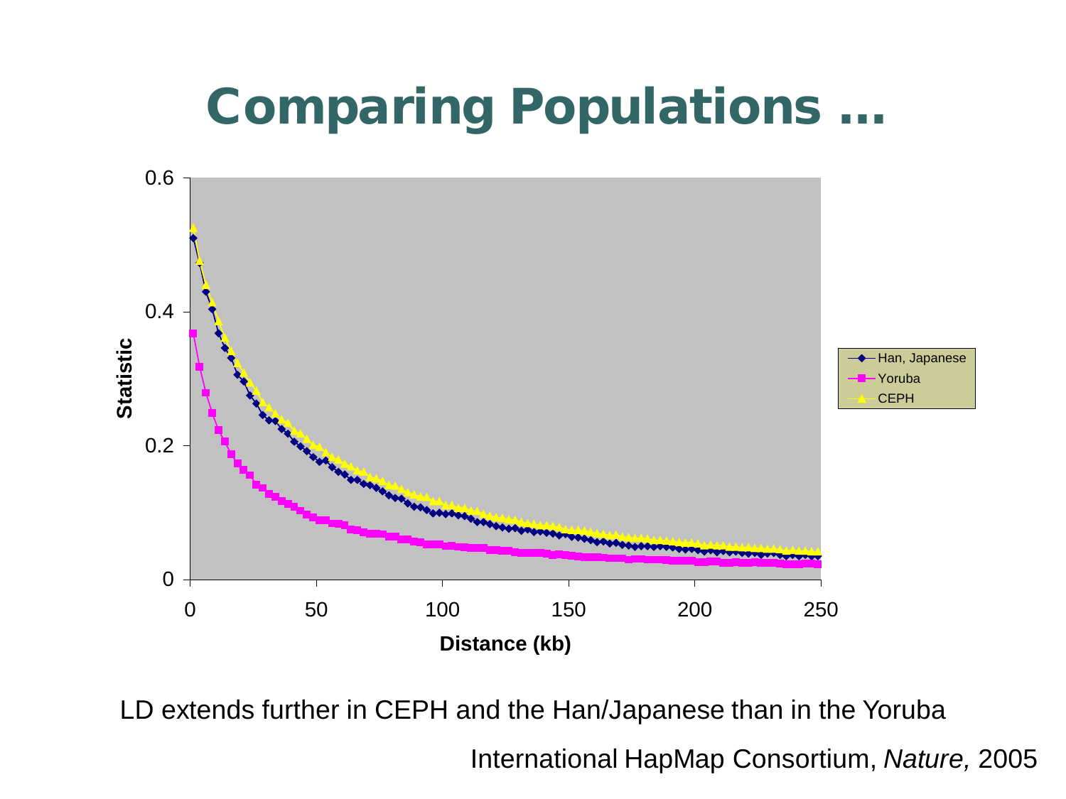# Comparing Populations …

LD extends further in CEPH and the Han/Japanese than in the Yoruba

International HapMap Consortium, *Nature,* 2005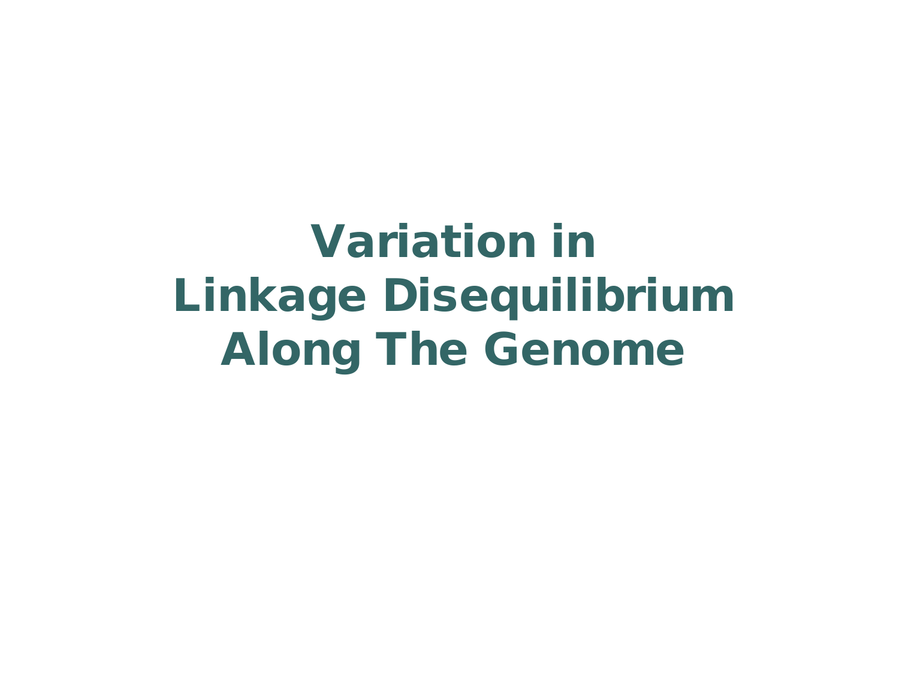# Variation in
# Linkage Disequilibrium
# Along The Genome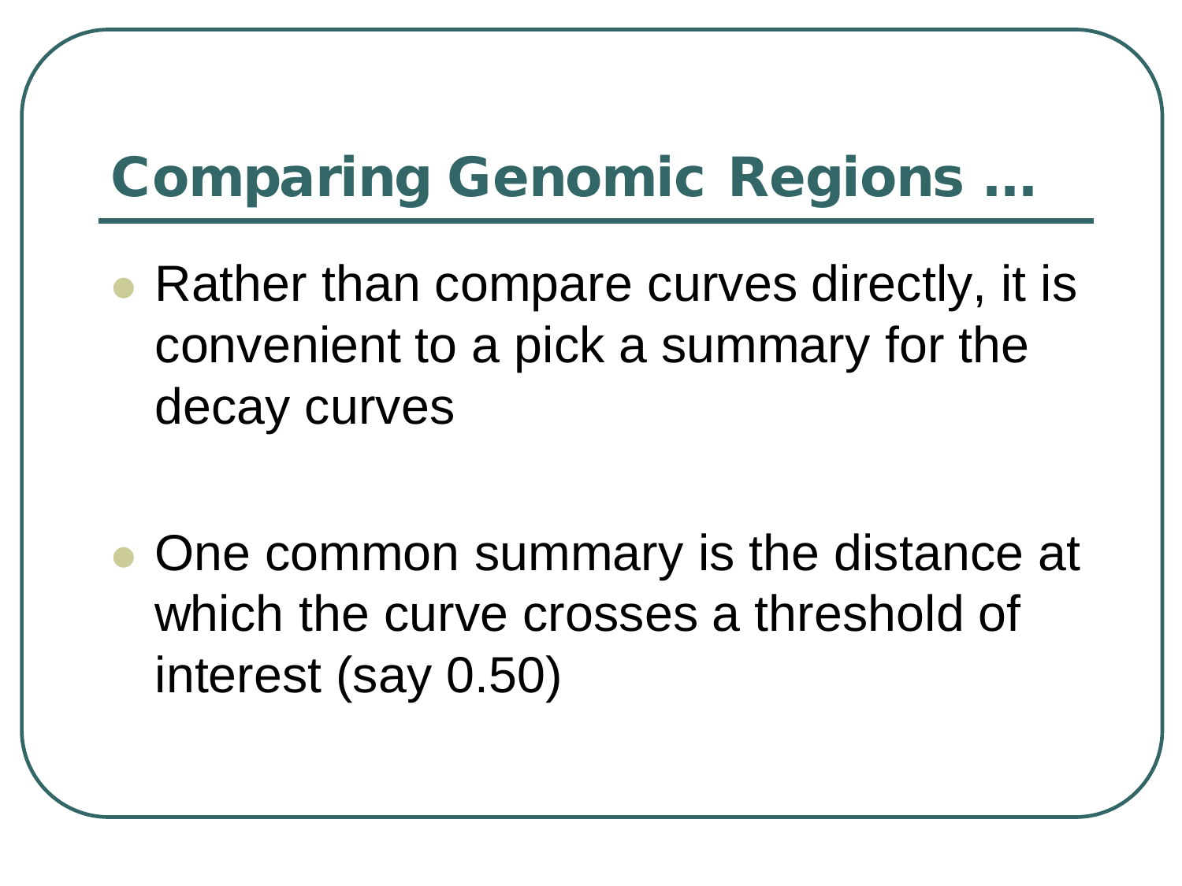# Comparing Genomic Regions …

- Rather than compare curves directly, it is convenient to a pick a summary for the decay curves

- One common summary is the distance at which the curve crosses a threshold of interest (say 0.50)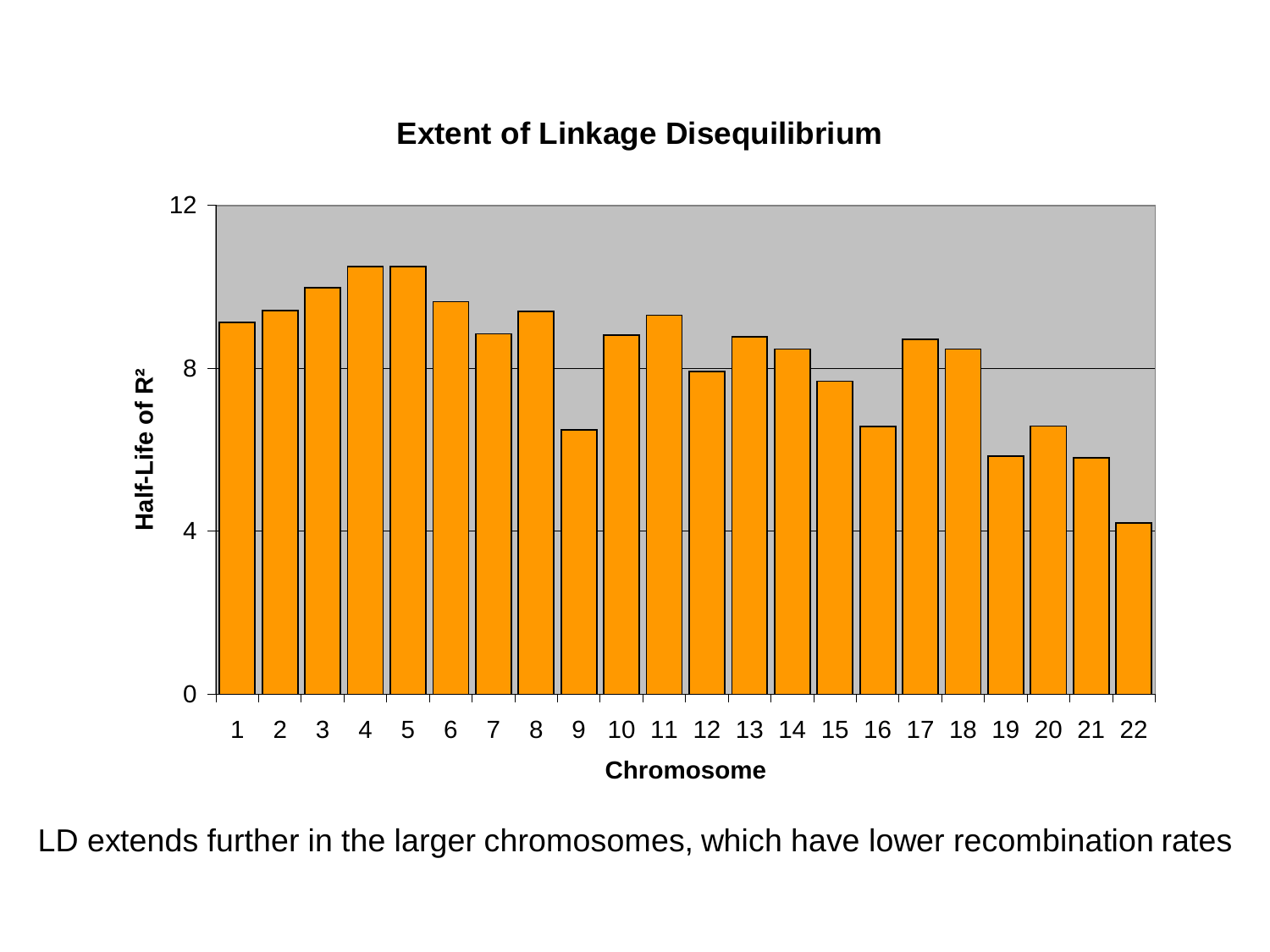## Extent of Linkage Disequilibrium

LD extends further in the larger chromosomes, which have lower recombination rates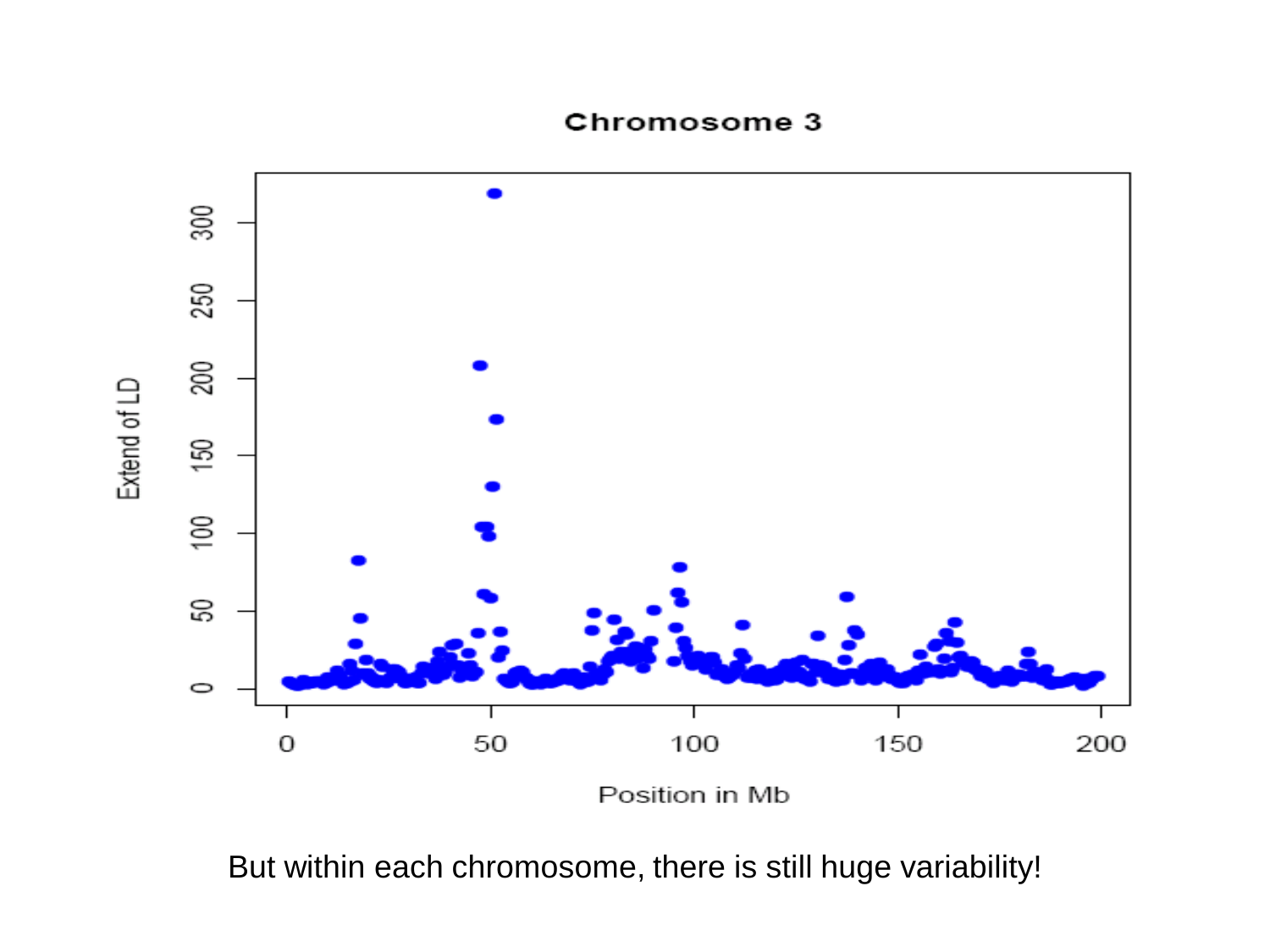But within each chromosome, there is still huge variability!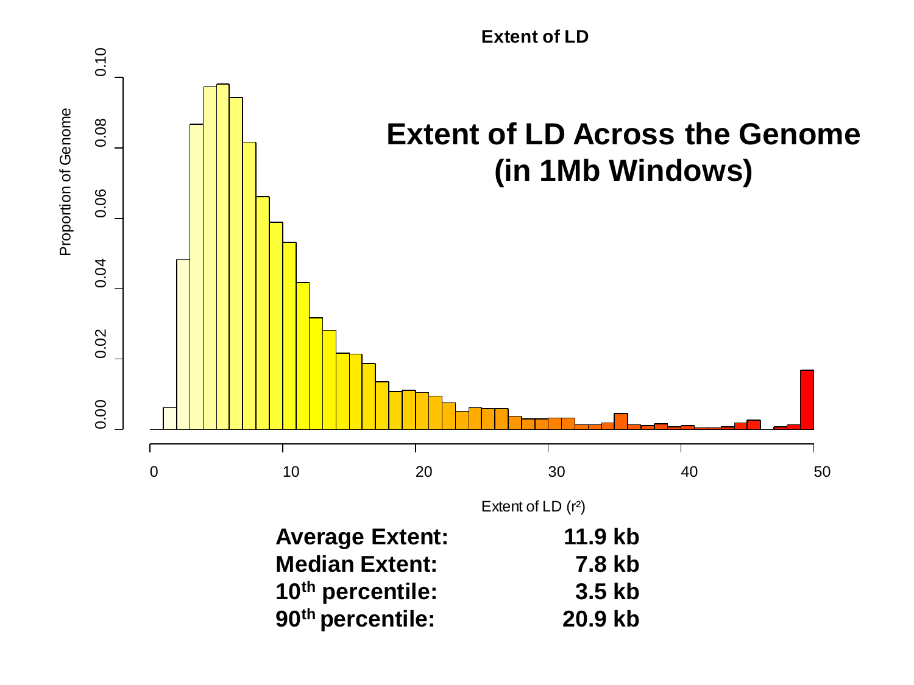# Extent of LD Across the Genome (in 1Mb Windows)

**Average Extent:** 11.9 kb
**Median Extent:** 7.8 kb
**10th percentile:** 3.5 kb
**90th percentile:** 20.9 kb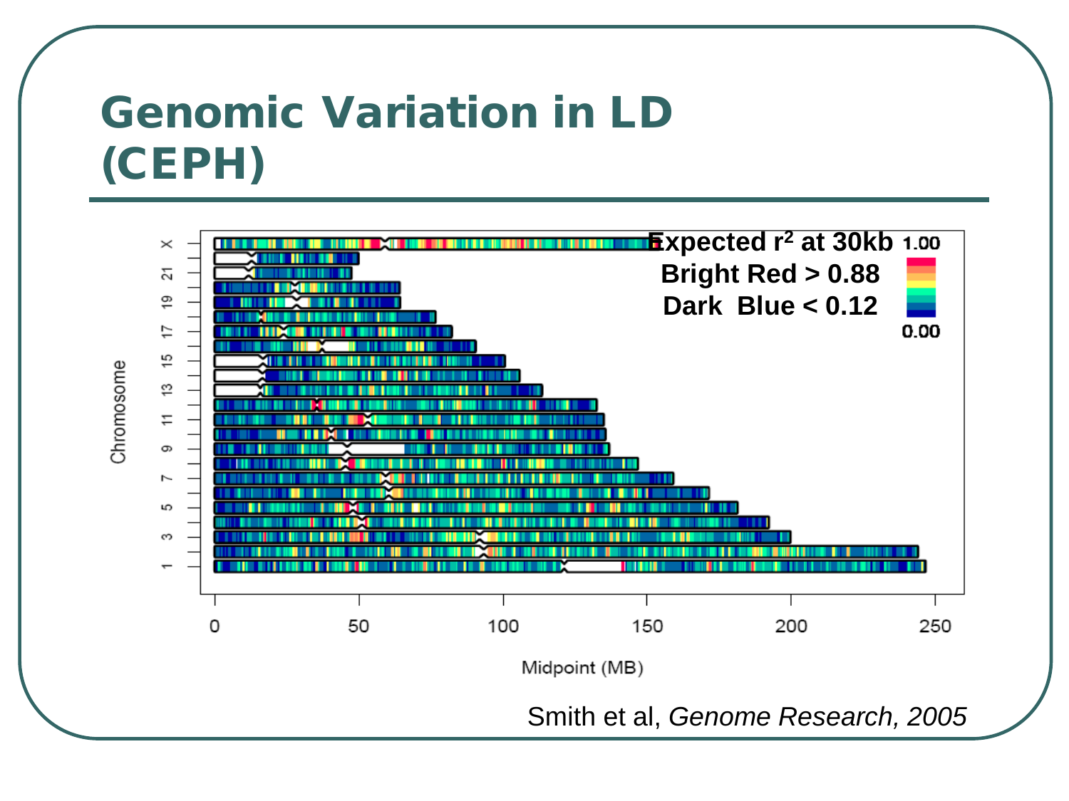# Genomic Variation in LD (CEPH)

Expected $r^2$ at 30kb

Bright Red > 0.88

Dark Blue < 0.12

Smith et al, *Genome Research, 2005*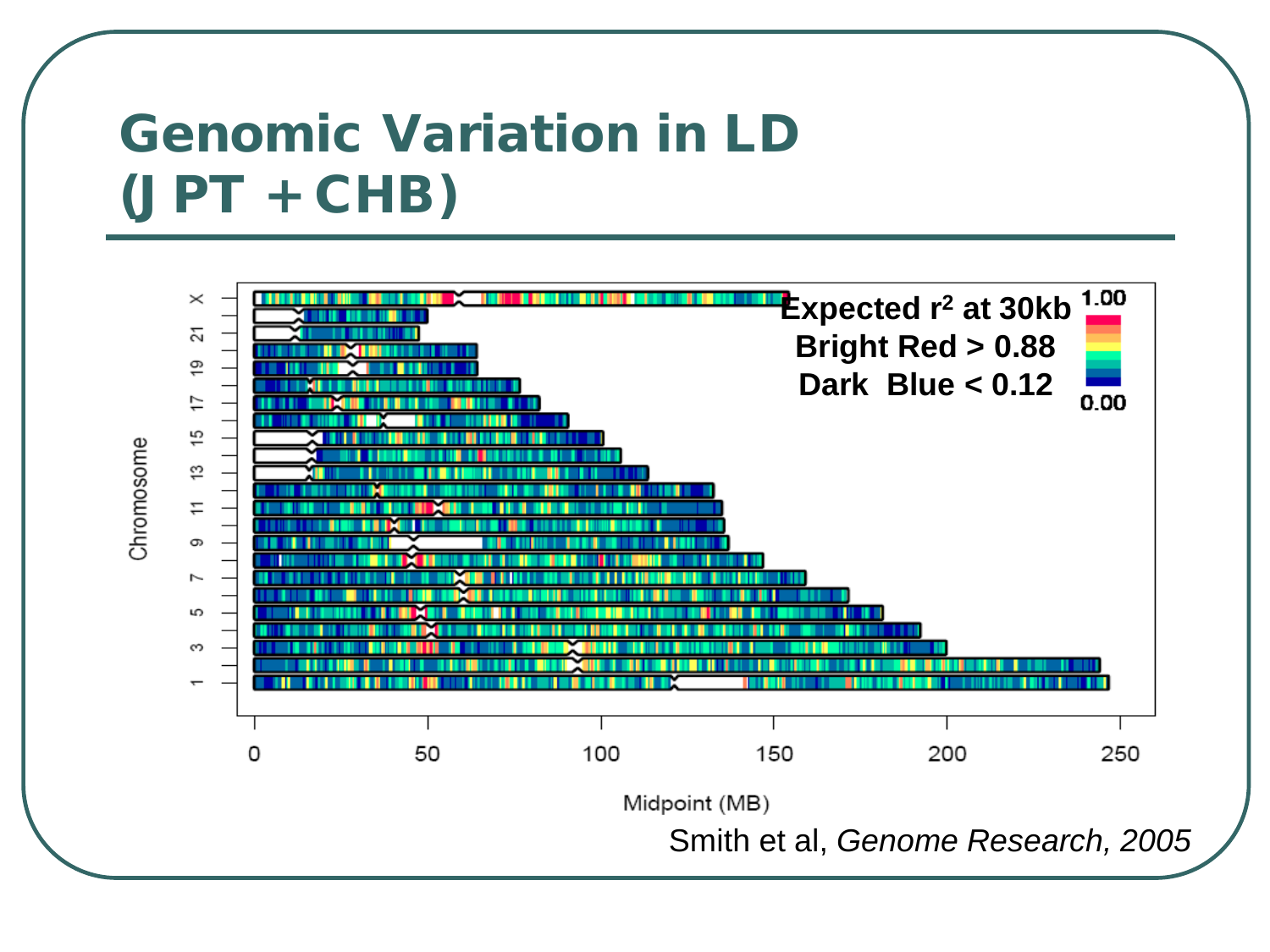# Genomic Variation in LD (JPT + CHB)

Expected $r^2$ at 30kb
Bright Red > 0.88
Dark Blue < 0.12

Smith et al, *Genome Research, 2005*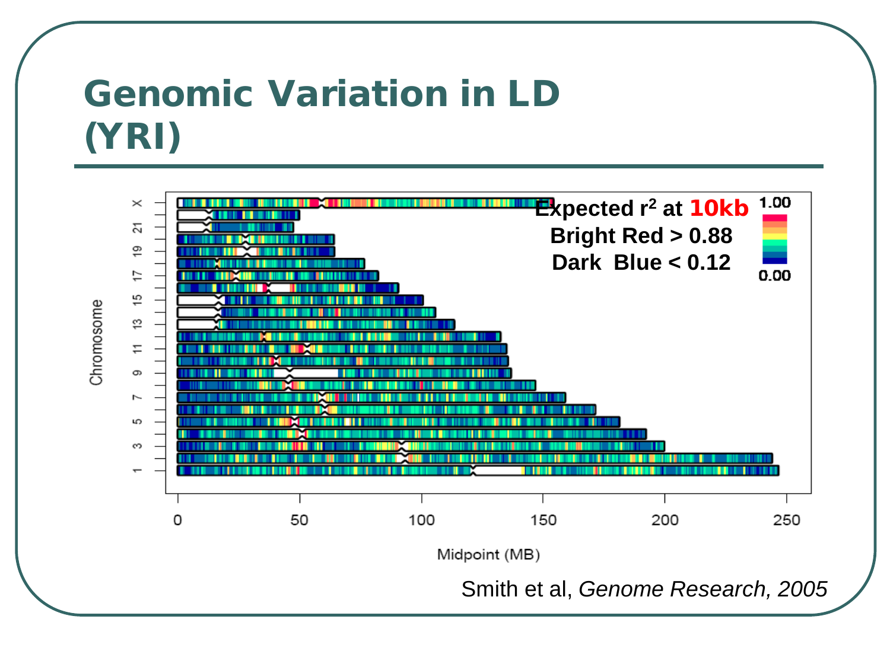# Genomic Variation in LD (YRI)

Expected $r^2$ at **10kb**

**Bright Red > 0.88**

**Dark Blue < 0.12**

Smith et al, *Genome Research, 2005*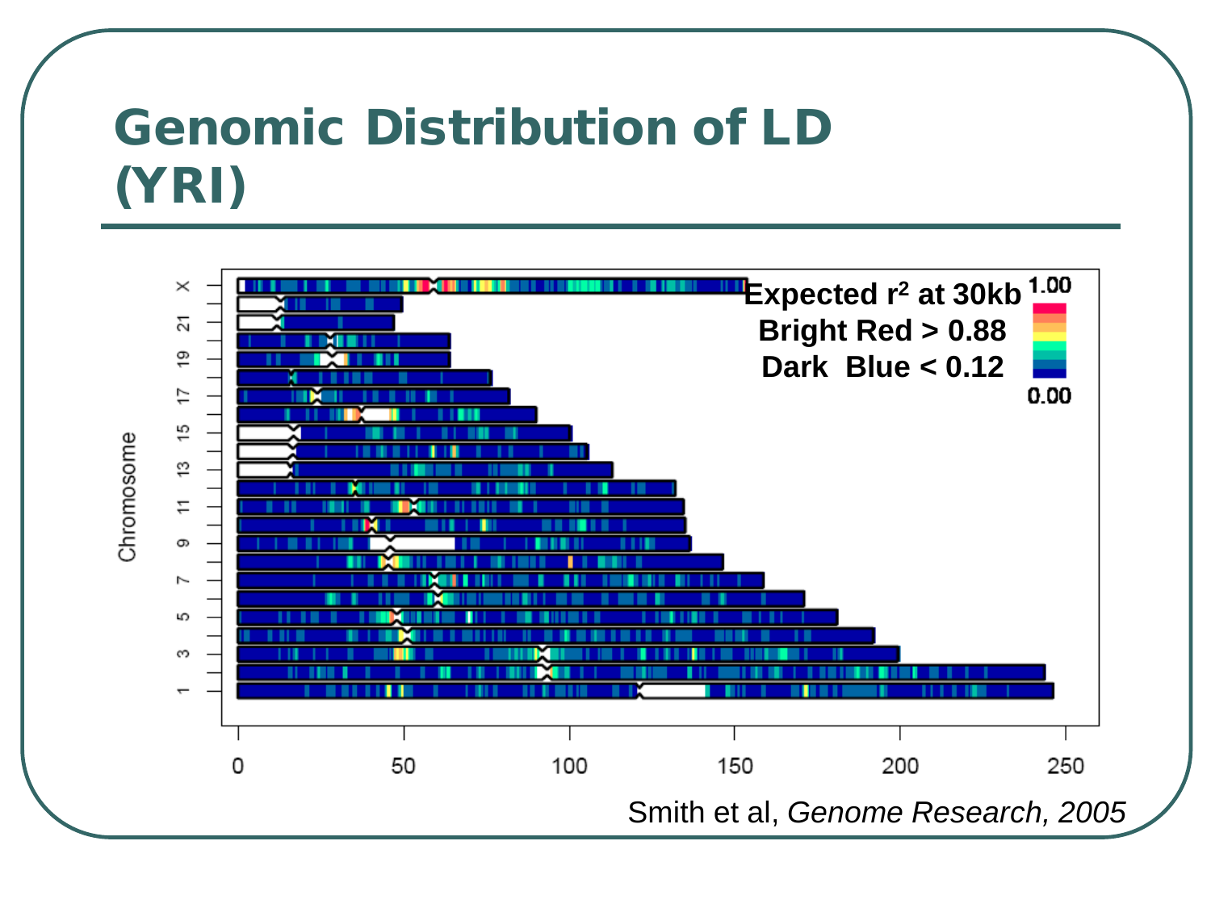# Genomic Distribution of LD (YRI)

Expected $r^2$ at 30kb
Bright Red > 0.88
Dark Blue < 0.12

Smith et al, *Genome Research, 2005*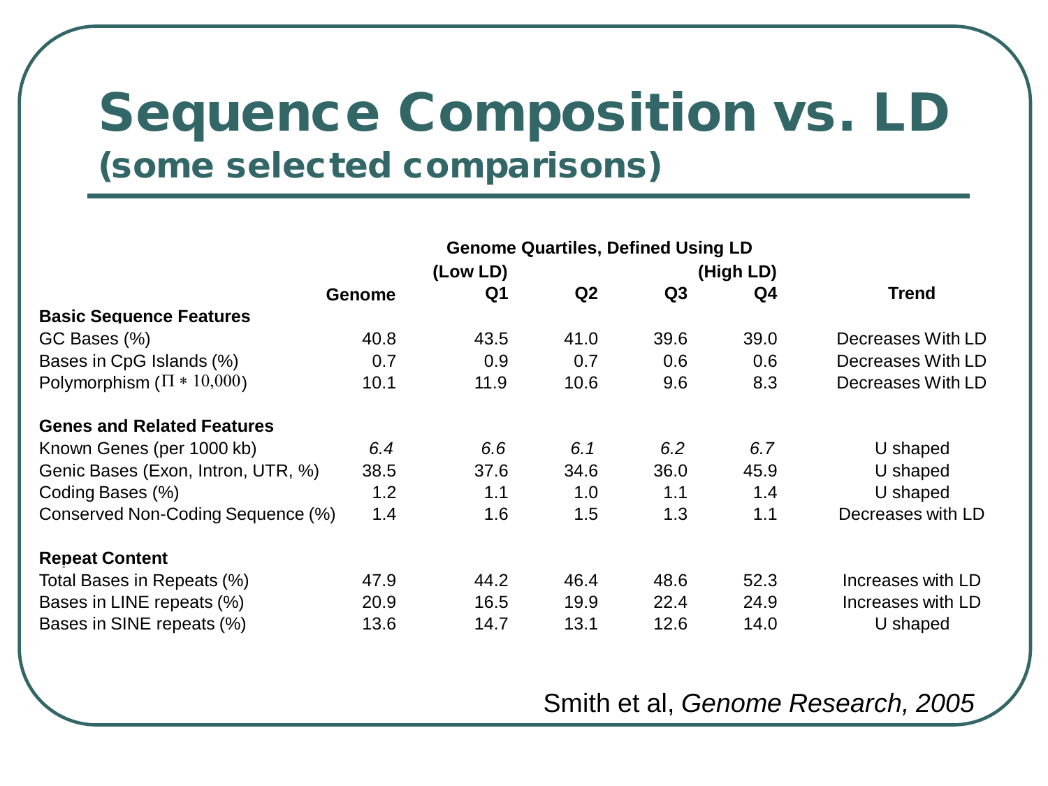# Sequence Composition vs. LD
## (some selected comparisons)

| | Genome | Genome Quartiles, Defined Using LD (Low LD) Q1 | Q2 | Q3 | (High LD) Q4 | Trend |
|---|---|---|---|---|---|---|
| **Basic Sequence Features** | | | | | | |
| GC Bases (%) | 40.8 | 43.5 | 41.0 | 39.6 | 39.0 | Decreases With LD |
| Bases in CpG Islands (%) | 0.7 | 0.9 | 0.7 | 0.6 | 0.6 | Decreases With LD |
| Polymorphism ($\Pi * 10{,}000$) | 10.1 | 11.9 | 10.6 | 9.6 | 8.3 | Decreases With LD |
| **Genes and Related Features** | | | | | | |
| Known Genes (per 1000 kb) | *6.4* | *6.6* | *6.1* | *6.2* | *6.7* | U shaped |
| Genic Bases (Exon, Intron, UTR, %) | 38.5 | 37.6 | 34.6 | 36.0 | 45.9 | U shaped |
| Coding Bases (%) | 1.2 | 1.1 | 1.0 | 1.1 | 1.4 | U shaped |
| Conserved Non-Coding Sequence (%) | 1.4 | 1.6 | 1.5 | 1.3 | 1.1 | Decreases with LD |
| **Repeat Content** | | | | | | |
| Total Bases in Repeats (%) | 47.9 | 44.2 | 46.4 | 48.6 | 52.3 | Increases with LD |
| Bases in LINE repeats (%) | 20.9 | 16.5 | 19.9 | 22.4 | 24.9 | Increases with LD |
| Bases in SINE repeats (%) | 13.6 | 14.7 | 13.1 | 12.6 | 14.0 | U shaped |

Smith et al, *Genome Research, 2005*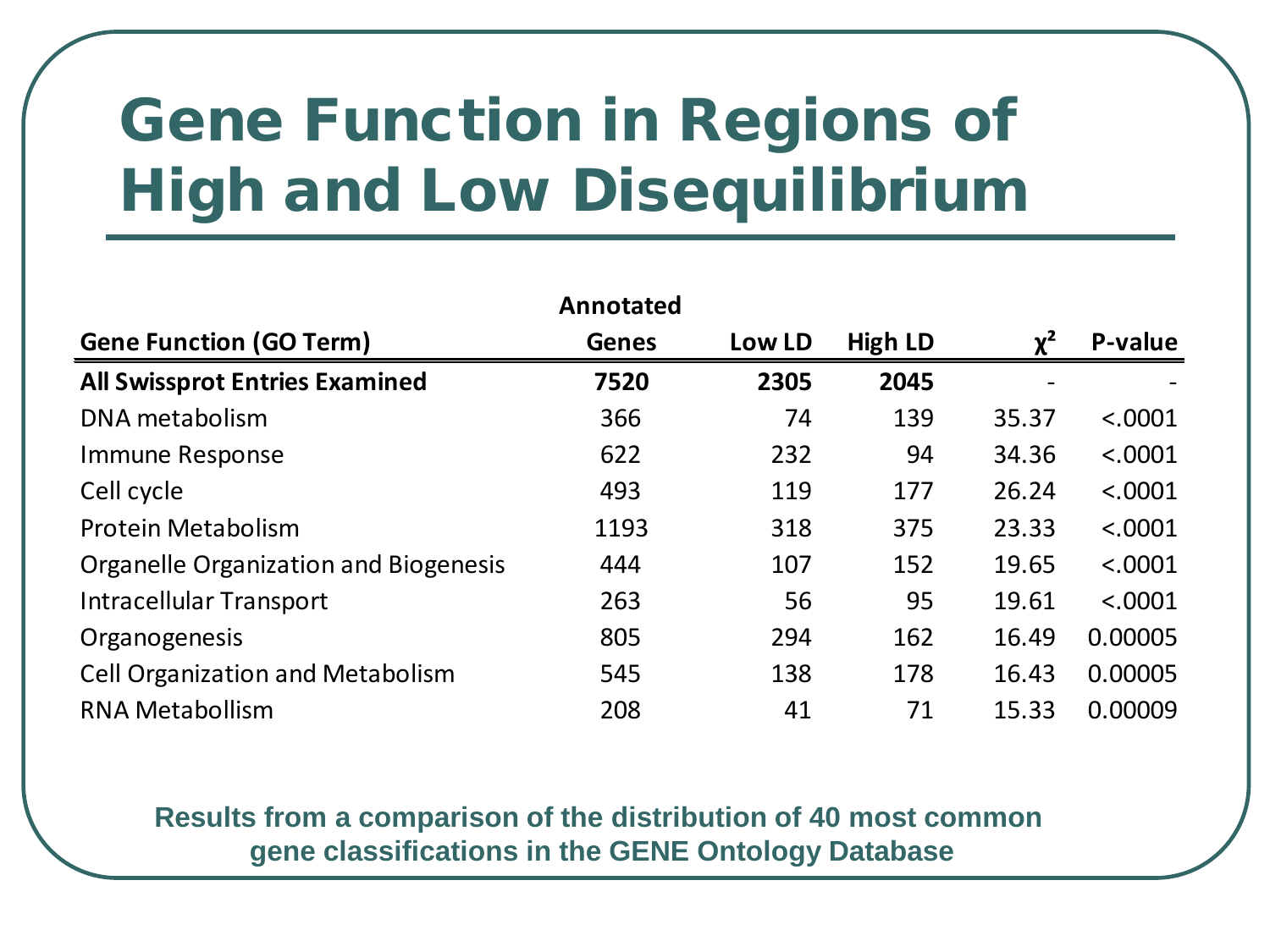# Gene Function in Regions of High and Low Disequilibrium

| Gene Function (GO Term) | Annotated Genes | Low LD | High LD | $\chi^2$ | P-value |
|---|---|---|---|---|---|
| **All Swissprot Entries Examined** | **7520** | **2305** | **2045** | - | - |
| DNA metabolism | 366 | 74 | 139 | 35.37 | <.0001 |
| Immune Response | 622 | 232 | 94 | 34.36 | <.0001 |
| Cell cycle | 493 | 119 | 177 | 26.24 | <.0001 |
| Protein Metabolism | 1193 | 318 | 375 | 23.33 | <.0001 |
| Organelle Organization and Biogenesis | 444 | 107 | 152 | 19.65 | <.0001 |
| Intracellular Transport | 263 | 56 | 95 | 19.61 | <.0001 |
| Organogenesis | 805 | 294 | 162 | 16.49 | 0.00005 |
| Cell Organization and Metabolism | 545 | 138 | 178 | 16.43 | 0.00005 |
| RNA Metabollism | 208 | 41 | 71 | 15.33 | 0.00009 |

**Results from a comparison of the distribution of 40 most common gene classifications in the GENE Ontology Database**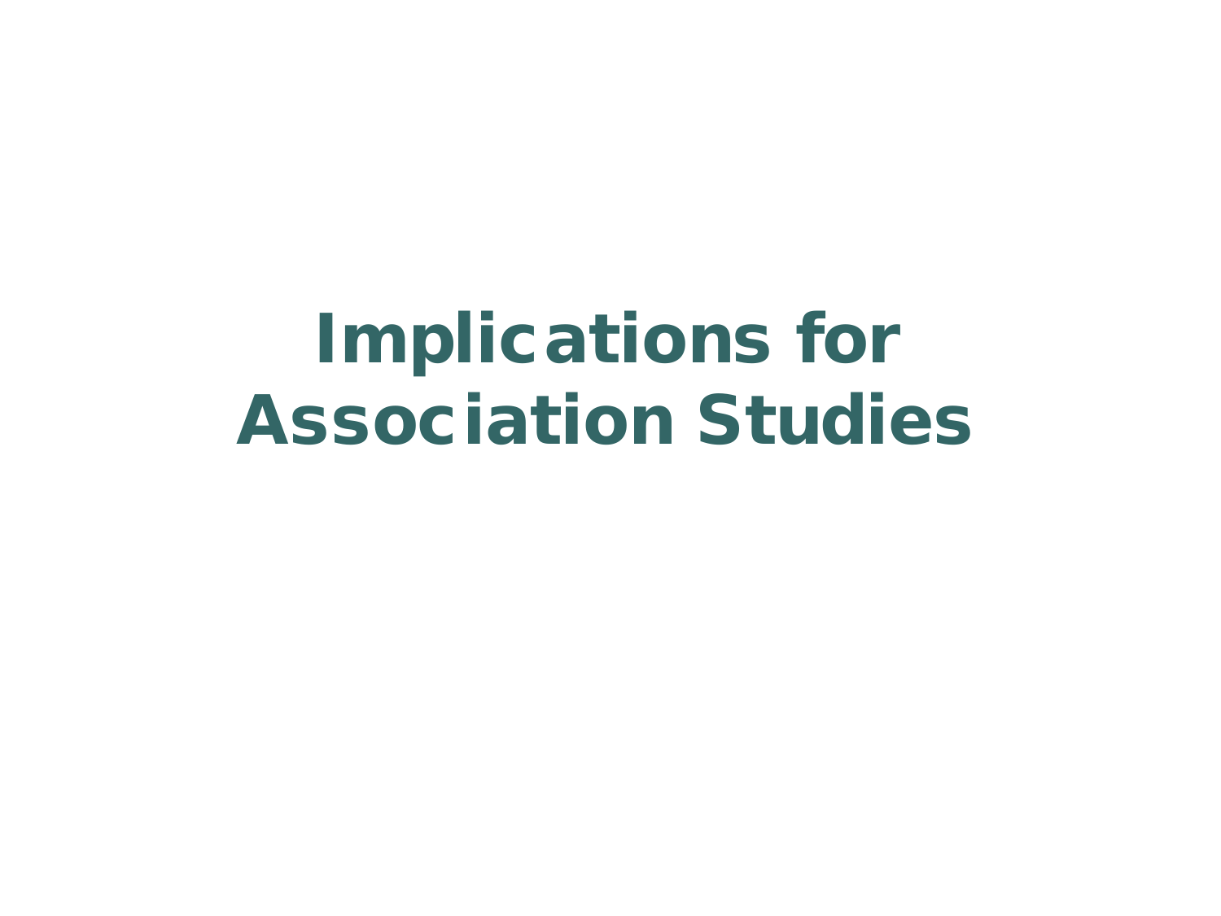# Implications for Association Studies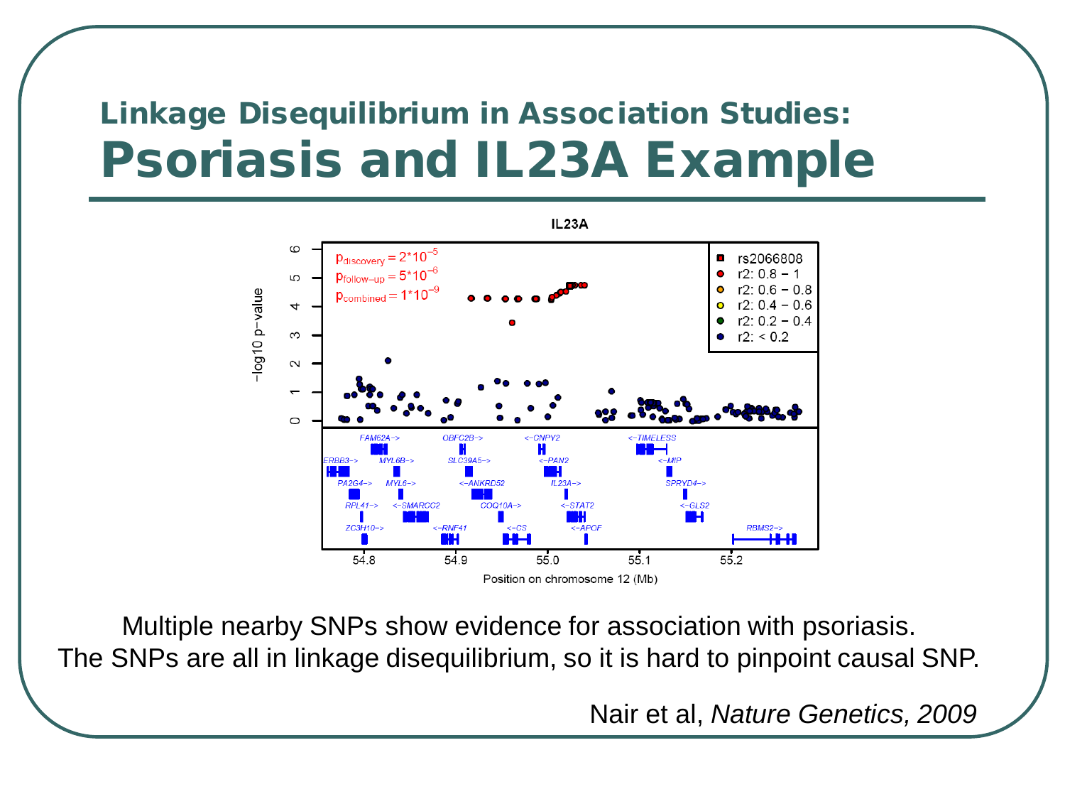## Linkage Disequilibrium in Association Studies:

# Psoriasis and IL23A Example

Multiple nearby SNPs show evidence for association with psoriasis.
The SNPs are all in linkage disequilibrium, so it is hard to pinpoint causal SNP.

Nair et al, *Nature Genetics, 2009*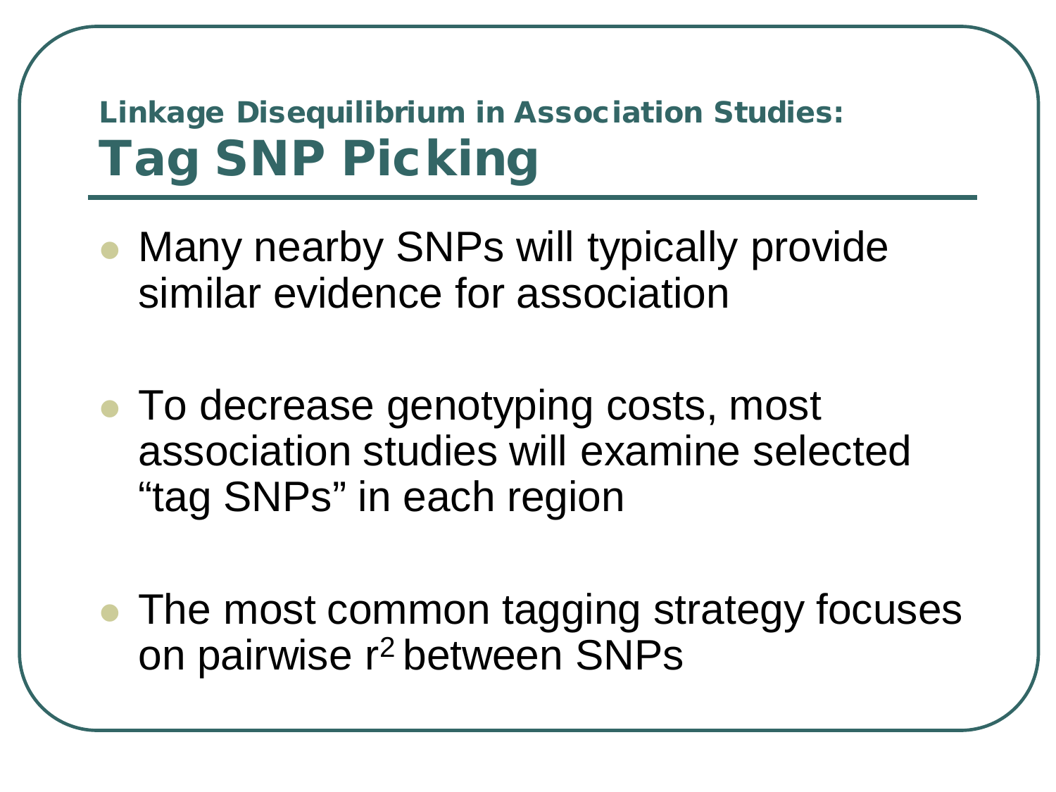## Linkage Disequilibrium in Association Studies:

# Tag SNP Picking

- Many nearby SNPs will typically provide similar evidence for association
- To decrease genotyping costs, most association studies will examine selected "tag SNPs" in each region
- The most common tagging strategy focuses on pairwise $r^2$ between SNPs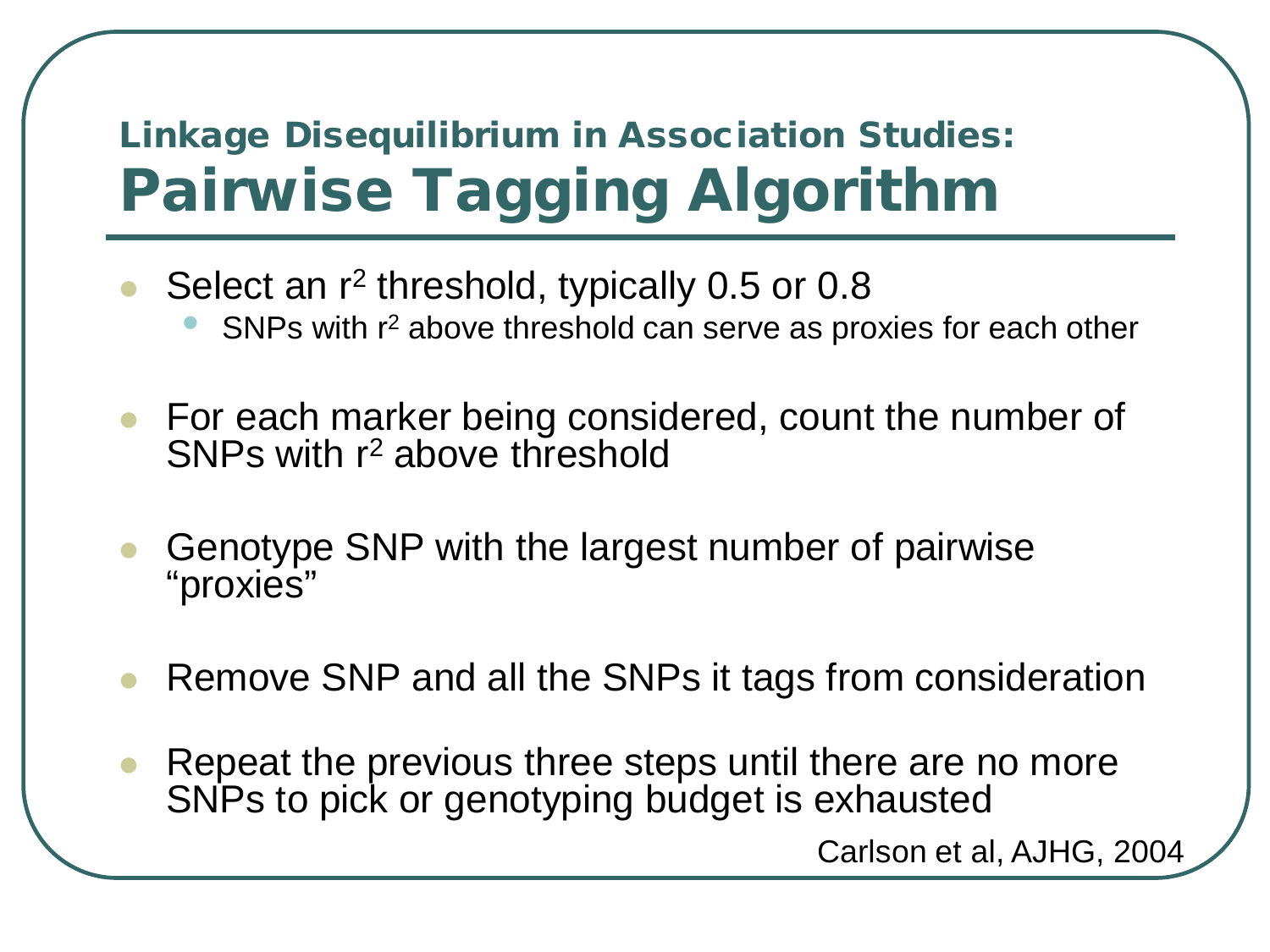## Linkage Disequilibrium in Association Studies:

# Pairwise Tagging Algorithm

- Select an $r^2$ threshold, typically 0.5 or 0.8
  - SNPs with $r^2$ above threshold can serve as proxies for each other
- For each marker being considered, count the number of SNPs with $r^2$ above threshold
- Genotype SNP with the largest number of pairwise "proxies"
- Remove SNP and all the SNPs it tags from consideration
- Repeat the previous three steps until there are no more SNPs to pick or genotyping budget is exhausted

Carlson et al, AJHG, 2004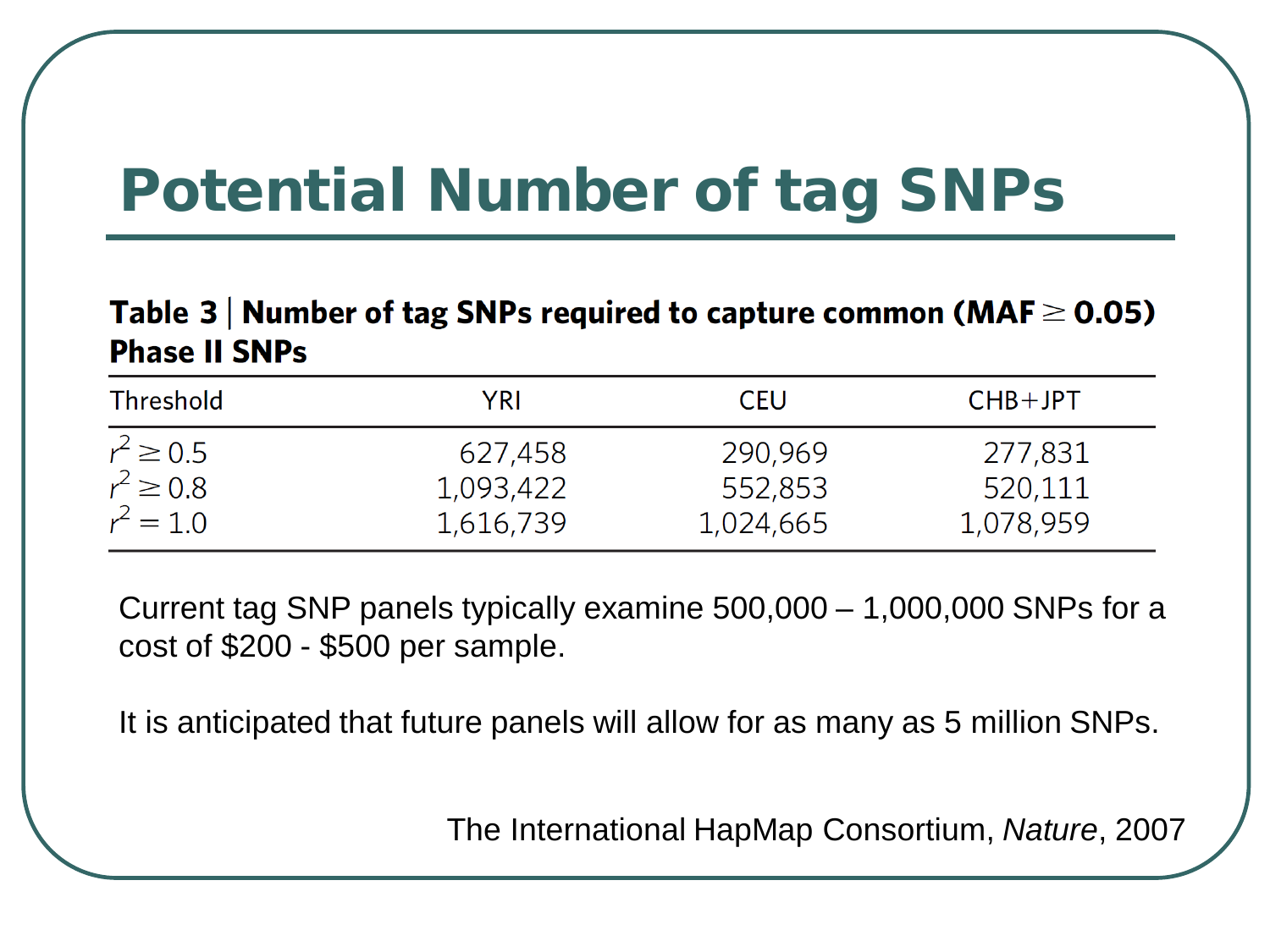# Potential Number of tag SNPs

**Table 3 | Number of tag SNPs required to capture common (MAF $\geq$ 0.05) Phase II SNPs**

| Threshold | YRI | CEU | CHB+JPT |
|---|---|---|---|
| $r^2 \geq 0.5$ | 627,458 | 290,969 | 277,831 |
| $r^2 \geq 0.8$ | 1,093,422 | 552,853 | 520,111 |
| $r^2 = 1.0$ | 1,616,739 | 1,024,665 | 1,078,959 |

Current tag SNP panels typically examine 500,000 – 1,000,000 SNPs for a cost of $200 - $500 per sample.

It is anticipated that future panels will allow for as many as 5 million SNPs.

The International HapMap Consortium, *Nature*, 2007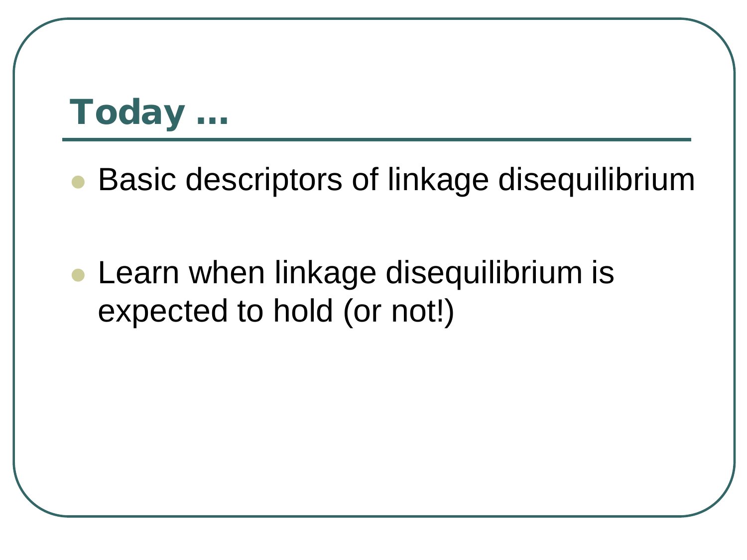# Today …

- Basic descriptors of linkage disequilibrium
- Learn when linkage disequilibrium is expected to hold (or not!)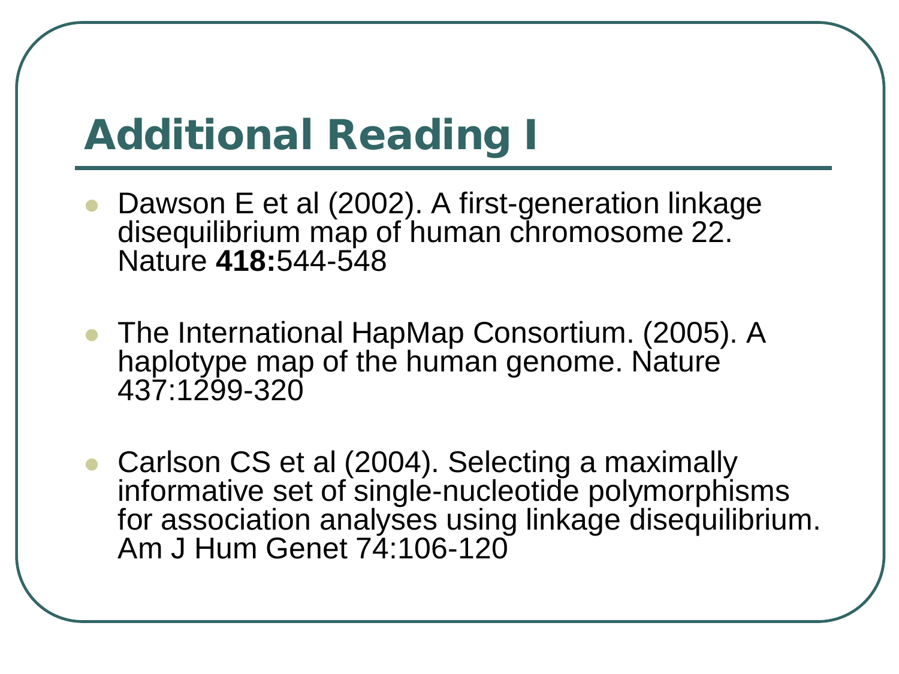# Additional Reading I

- Dawson E et al (2002). A first-generation linkage disequilibrium map of human chromosome 22. Nature **418:**544-548

- The International HapMap Consortium. (2005). A haplotype map of the human genome. Nature 437:1299-320

- Carlson CS et al (2004). Selecting a maximally informative set of single-nucleotide polymorphisms for association analyses using linkage disequilibrium. Am J Hum Genet 74:106-120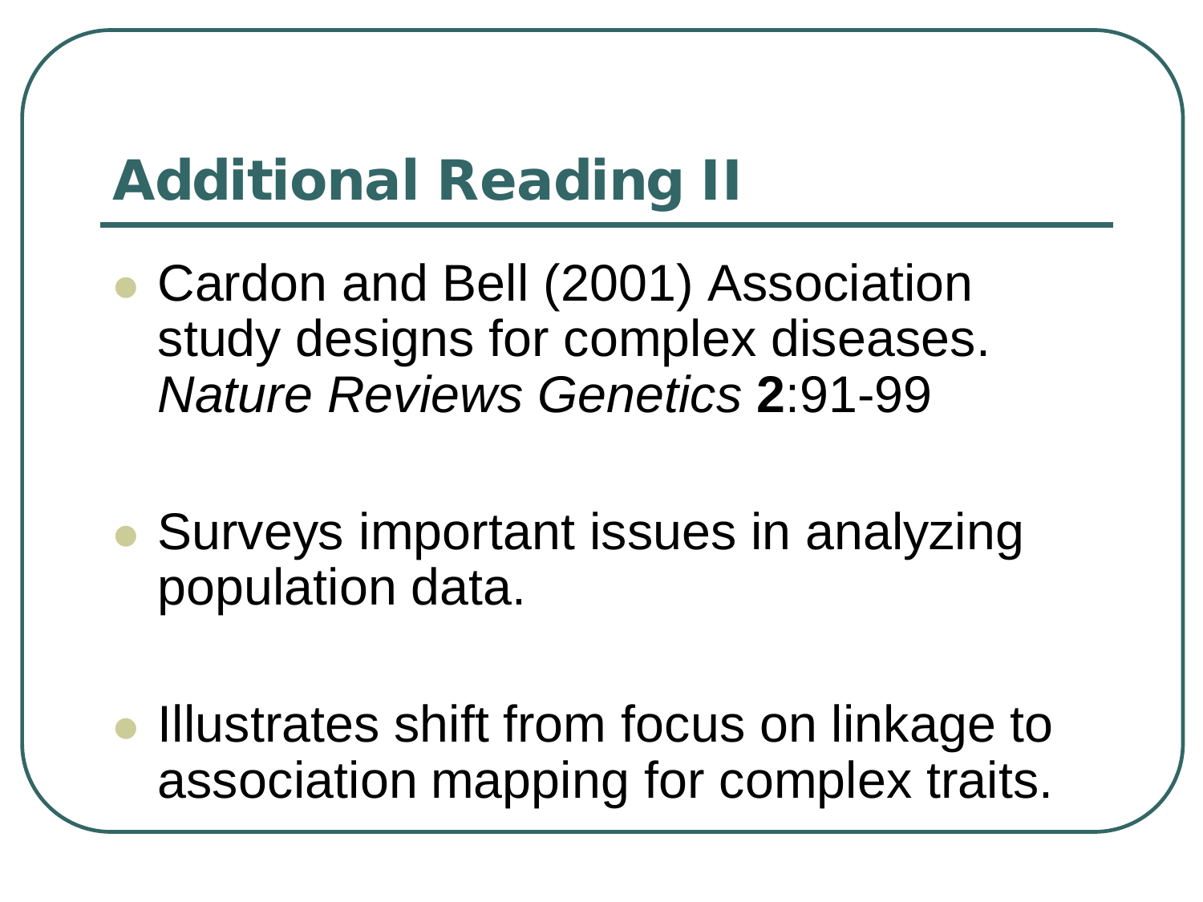# Additional Reading II

- Cardon and Bell (2001) Association study designs for complex diseases. *Nature Reviews Genetics* **2**:91-99

- Surveys important issues in analyzing population data.

- Illustrates shift from focus on linkage to association mapping for complex traits.